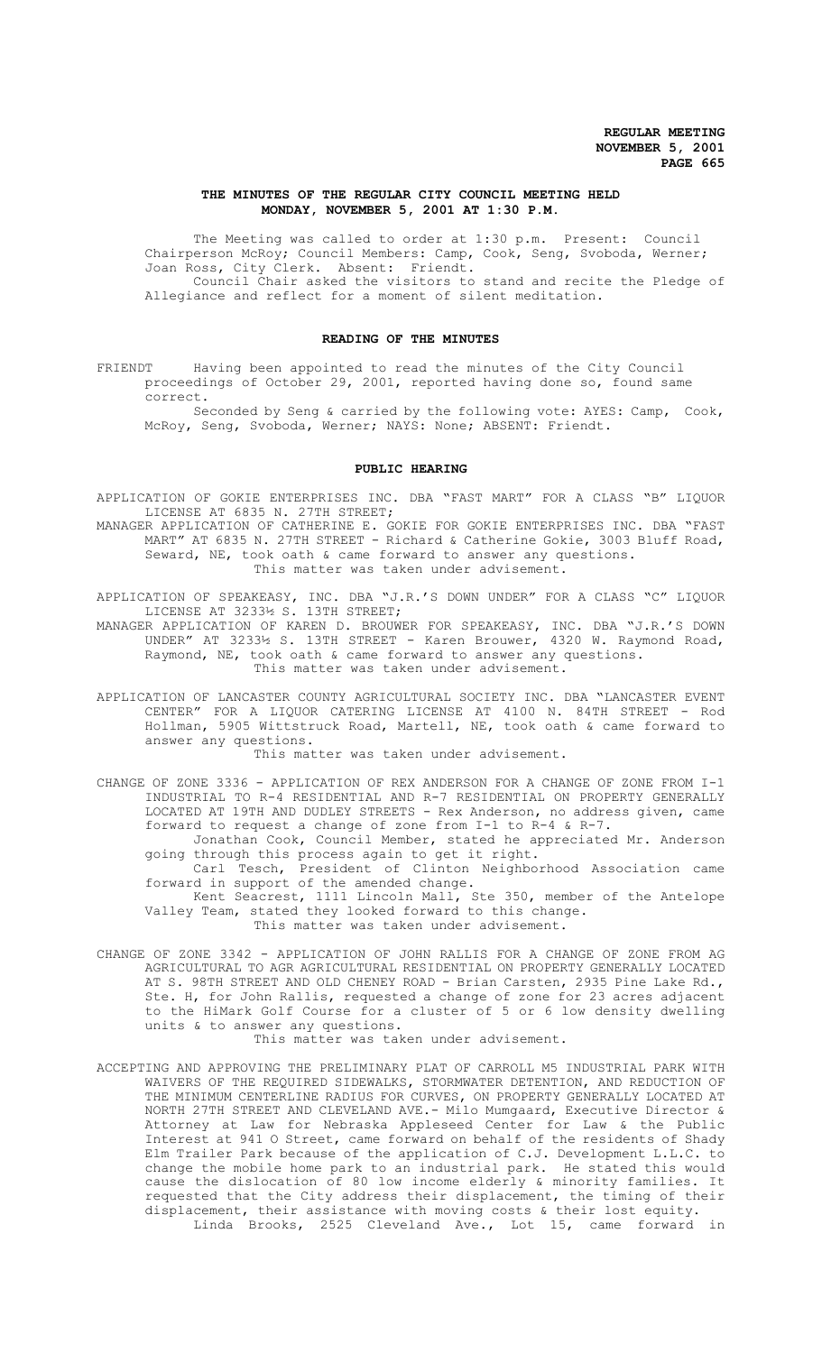# THE MINUTES OF THE REGULAR CITY COUNCIL MEETING HELD MONDAY, NOVEMBER 5, 2001 AT 1:30 P.M.

The Meeting was called to order at 1:30 p.m. Present: Council Chairperson McRoy; Council Members: Camp, Cook, Seng, Svoboda, Werner; Joan Ross, City Clerk. Absent: Friendt.

Council Chair asked the visitors to stand and recite the Pledge of Allegiance and reflect for a moment of silent meditation.

## READING OF THE MINUTES

FRIENDT Having been appointed to read the minutes of the City Council proceedings of October 29, 2001, reported having done so, found same correct.

Seconded by Seng & carried by the following vote: AYES: Camp, Cook, McRoy, Seng, Svoboda, Werner; NAYS: None; ABSENT: Friendt.

## PUBLIC HEARING

APPLICATION OF GOKIE ENTERPRISES INC. DBA "FAST MART" FOR A CLASS "B" LIQUOR LICENSE AT 6835 N. 27TH STREET;

MANAGER APPLICATION OF CATHERINE E. GOKIE FOR GOKIE ENTERPRISES INC. DBA "FAST MART" AT 6835 N. 27TH STREET - Richard & Catherine Gokie, 3003 Bluff Road, Seward, NE, took oath & came forward to answer any questions.

This matter was taken under advisement.

APPLICATION OF SPEAKEASY, INC. DBA "J.R.'S DOWN UNDER" FOR A CLASS "C" LIQUOR LICENSE AT 3233½ S. 13TH STREET;

MANAGER APPLICATION OF KAREN D. BROUWER FOR SPEAKEASY, INC. DBA "J.R.'S DOWN UNDER" AT 3233½ S. 13TH STREET - Karen Brouwer, 4320 W. Raymond Road, Raymond, NE, took oath & came forward to answer any questions.

This matter was taken under advisement.

APPLICATION OF LANCASTER COUNTY AGRICULTURAL SOCIETY INC. DBA "LANCASTER EVENT CENTER" FOR A LIQUOR CATERING LICENSE AT 4100 N. 84TH STREET - Rod Hollman, 5905 Wittstruck Road, Martell, NE, took oath & came forward to answer any questions.

This matter was taken under advisement.

CHANGE OF ZONE 3336 - APPLICATION OF REX ANDERSON FOR A CHANGE OF ZONE FROM I-1 INDUSTRIAL TO R-4 RESIDENTIAL AND R-7 RESIDENTIAL ON PROPERTY GENERALLY LOCATED AT 19TH AND DUDLEY STREETS - Rex Anderson, no address given, came forward to request a change of zone from I-1 to R-4 & R-7.

Jonathan Cook, Council Member, stated he appreciated Mr. Anderson going through this process again to get it right.

Carl Tesch, President of Clinton Neighborhood Association came forward in support of the amended change.

Kent Seacrest, 1111 Lincoln Mall, Ste 350, member of the Antelope Valley Team, stated they looked forward to this change.

This matter was taken under advisement.

CHANGE OF ZONE 3342 - APPLICATION OF JOHN RALLIS FOR A CHANGE OF ZONE FROM AG AGRICULTURAL TO AGR AGRICULTURAL RESIDENTIAL ON PROPERTY GENERALLY LOCATED AT S. 98TH STREET AND OLD CHENEY ROAD - Brian Carsten, 2935 Pine Lake Rd., Ste. H, for John Rallis, requested a change of zone for 23 acres adjacent to the HiMark Golf Course for a cluster of 5 or 6 low density dwelling units & to answer any questions.

This matter was taken under advisement.

ACCEPTING AND APPROVING THE PRELIMINARY PLAT OF CARROLL M5 INDUSTRIAL PARK WITH WAIVERS OF THE REQUIRED SIDEWALKS, STORMWATER DETENTION, AND REDUCTION OF THE MINIMUM CENTERLINE RADIUS FOR CURVES, ON PROPERTY GENERALLY LOCATED AT NORTH 27TH STREET AND CLEVELAND AVE.- Milo Mumgaard, Executive Director & Attorney at Law for Nebraska Appleseed Center for Law & the Public Interest at 941 O Street, came forward on behalf of the residents of Shady Elm Trailer Park because of the application of C.J. Development L.L.C. to change the mobile home park to an industrial park. He stated this would cause the dislocation of 80 low income elderly & minority families. It requested that the City address their displacement, the timing of their displacement, their assistance with moving costs & their lost equity.

Linda Brooks, 2525 Cleveland Ave., Lot 15, came forward in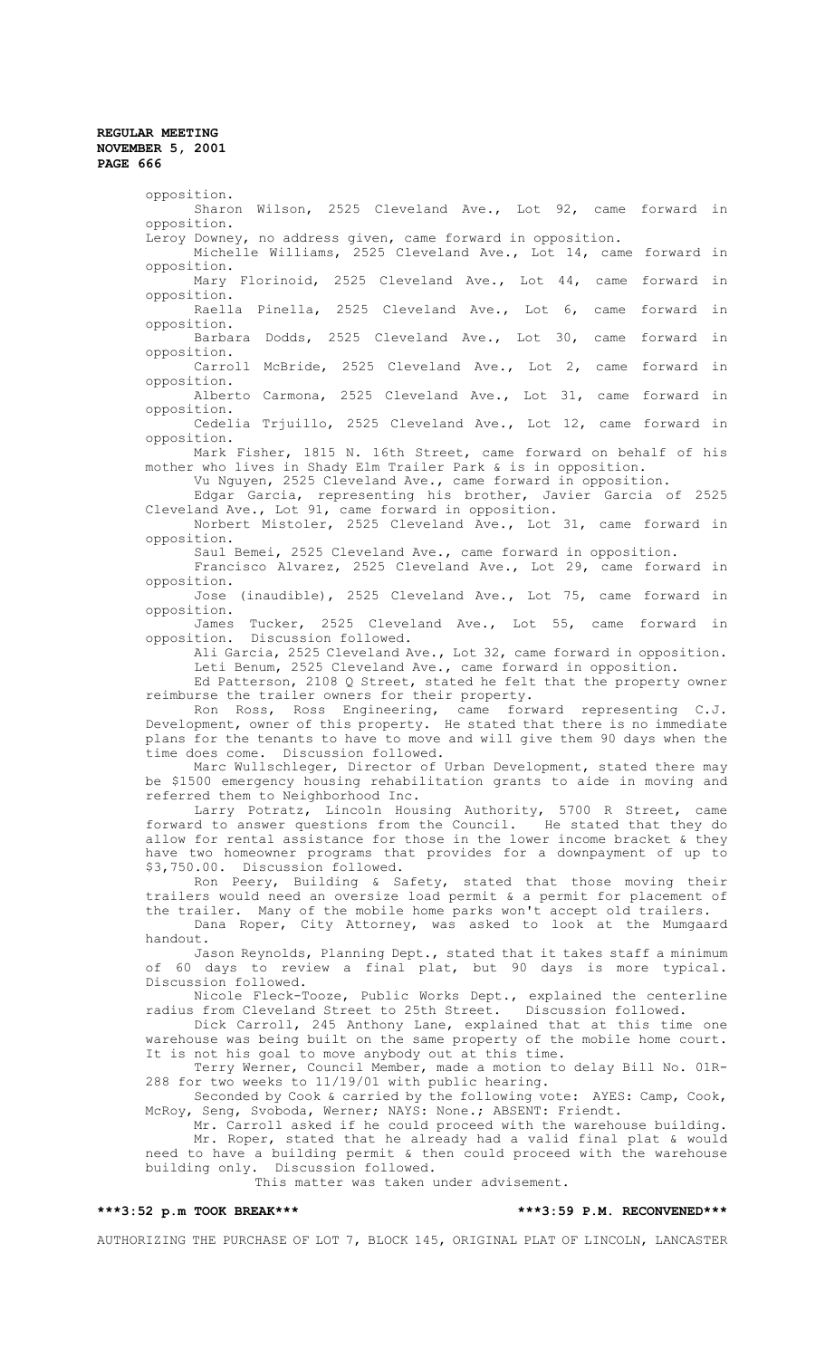opposition.

Sharon Wilson, 2525 Cleveland Ave., Lot 92, came forward in opposition.

Leroy Downey, no address given, came forward in opposition.

Michelle Williams, 2525 Cleveland Ave., Lot 14, came forward in opposition.

Mary Florinoid, 2525 Cleveland Ave., Lot 44, came forward in opposition.

Raella Pinella, 2525 Cleveland Ave., Lot 6, came forward in opposition.

Barbara Dodds, 2525 Cleveland Ave., Lot 30, came forward in opposition.

Carroll McBride, 2525 Cleveland Ave., Lot 2, came forward in opposition.

Alberto Carmona, 2525 Cleveland Ave., Lot 31, came forward in opposition.

Cedelia Trjuillo, 2525 Cleveland Ave., Lot 12, came forward in opposition.

Mark Fisher, 1815 N. 16th Street, came forward on behalf of his mother who lives in Shady Elm Trailer Park & is in opposition.

Vu Nguyen, 2525 Cleveland Ave., came forward in opposition.

Edgar Garcia, representing his brother, Javier Garcia of 2525 Cleveland Ave., Lot 91, came forward in opposition.

Norbert Mistoler, 2525 Cleveland Ave., Lot 31, came forward in opposition.

Saul Bemei, 2525 Cleveland Ave., came forward in opposition.

Francisco Alvarez, 2525 Cleveland Ave., Lot 29, came forward in opposition.

Jose (inaudible), 2525 Cleveland Ave., Lot 75, came forward in opposition.

James Tucker, 2525 Cleveland Ave., Lot 55, came forward in opposition. Discussion followed.

Ali Garcia, 2525 Cleveland Ave., Lot 32, came forward in opposition.

Leti Benum, 2525 Cleveland Ave., came forward in opposition.

Ed Patterson, 2108 Q Street, stated he felt that the property owner reimburse the trailer owners for their property.

Ron Ross, Ross Engineering, came forward representing C.J. Development, owner of this property. He stated that there is no immediate plans for the tenants to have to move and will give them 90 days when the time does come. Discussion followed.

Marc Wullschleger, Director of Urban Development, stated there may be $1500 emergency housing rehabilitation grants to aide in moving and referred them to Neighborhood Inc.

Larry Potratz, Lincoln Housing Authority, 5700 R Street, came forward to answer questions from the Council. He stated that they do allow for rental assistance for those in the lower income bracket & they have two homeowner programs that provides for a downpayment of up to $3,750.00. Discussion followed.

Ron Peery, Building & Safety, stated that those moving their trailers would need an oversize load permit & a permit for placement of the trailer. Many of the mobile home parks won't accept old trailers.

Dana Roper, City Attorney, was asked to look at the Mumgaard handout.

Jason Reynolds, Planning Dept., stated that it takes staff a minimum of 60 days to review a final plat, but 90 days is more typical. Discussion followed.

Nicole Fleck-Tooze, Public Works Dept., explained the centerline radius from Cleveland Street to 25th Street. Discussion followed.

Dick Carroll, 245 Anthony Lane, explained that at this time one warehouse was being built on the same property of the mobile home court. It is not his goal to move anybody out at this time.

Terry Werner, Council Member, made a motion to delay Bill No. 01R-288 for two weeks to 11/19/01 with public hearing.

Seconded by Cook & carried by the following vote: AYES: Camp, Cook, McRoy, Seng, Svoboda, Werner; NAYS: None.; ABSENT: Friendt.

Mr. Carroll asked if he could proceed with the warehouse building.

Mr. Roper, stated that he already had a valid final plat & would need to have a building permit & then could proceed with the warehouse building only. Discussion followed.

This matter was taken under advisement.

**\*\*\*3:52 p.m TOOK BREAK\*\*\*** **\*\*\*3:59 P.M. RECONVENED\*\*\***

AUTHORIZING THE PURCHASE OF LOT 7, BLOCK 145, ORIGINAL PLAT OF LINCOLN, LANCASTER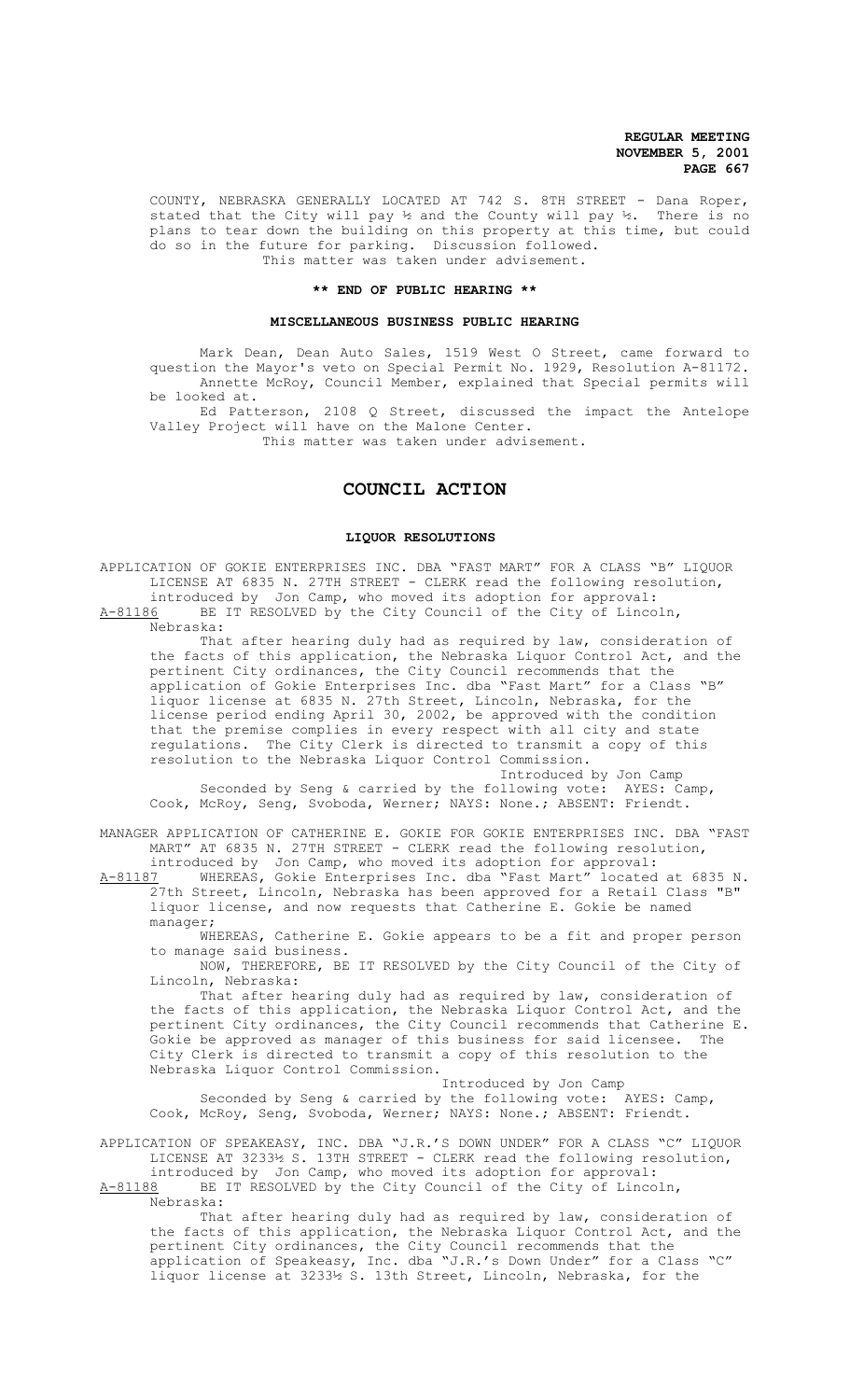COUNTY, NEBRASKA GENERALLY LOCATED AT 742 S. 8TH STREET - Dana Roper, stated that the City will pay ½ and the County will pay ½. There is no plans to tear down the building on this property at this time, but could do so in the future for parking. Discussion followed.

This matter was taken under advisement.

**\*\* END OF PUBLIC HEARING \*\***

**MISCELLANEOUS BUSINESS PUBLIC HEARING**

Mark Dean, Dean Auto Sales, 1519 West O Street, came forward to question the Mayor's veto on Special Permit No. 1929, Resolution A-81172.

Annette McRoy, Council Member, explained that Special permits will be looked at.

Ed Patterson, 2108 Q Street, discussed the impact the Antelope Valley Project will have on the Malone Center.

This matter was taken under advisement.

# COUNCIL ACTION

**LIQUOR RESOLUTIONS**

APPLICATION OF GOKIE ENTERPRISES INC. DBA "FAST MART" FOR A CLASS "B" LIQUOR LICENSE AT 6835 N. 27TH STREET - CLERK read the following resolution, introduced by Jon Camp, who moved its adoption for approval:

A-81186 BE IT RESOLVED by the City Council of the City of Lincoln, Nebraska:

That after hearing duly had as required by law, consideration of the facts of this application, the Nebraska Liquor Control Act, and the pertinent City ordinances, the City Council recommends that the application of Gokie Enterprises Inc. dba "Fast Mart" for a Class "B" liquor license at 6835 N. 27th Street, Lincoln, Nebraska, for the license period ending April 30, 2002, be approved with the condition that the premise complies in every respect with all city and state regulations. The City Clerk is directed to transmit a copy of this resolution to the Nebraska Liquor Control Commission.

Introduced by Jon Camp

Seconded by Seng & carried by the following vote: AYES: Camp, Cook, McRoy, Seng, Svoboda, Werner; NAYS: None.; ABSENT: Friendt.

MANAGER APPLICATION OF CATHERINE E. GOKIE FOR GOKIE ENTERPRISES INC. DBA "FAST MART" AT 6835 N. 27TH STREET - CLERK read the following resolution, introduced by Jon Camp, who moved its adoption for approval:

A-81187 WHEREAS, Gokie Enterprises Inc. dba "Fast Mart" located at 6835 N. 27th Street, Lincoln, Nebraska has been approved for a Retail Class "B" liquor license, and now requests that Catherine E. Gokie be named manager;

WHEREAS, Catherine E. Gokie appears to be a fit and proper person to manage said business.

NOW, THEREFORE, BE IT RESOLVED by the City Council of the City of Lincoln, Nebraska:

That after hearing duly had as required by law, consideration of the facts of this application, the Nebraska Liquor Control Act, and the pertinent City ordinances, the City Council recommends that Catherine E. Gokie be approved as manager of this business for said licensee. The City Clerk is directed to transmit a copy of this resolution to the Nebraska Liquor Control Commission.

Introduced by Jon Camp

Seconded by Seng & carried by the following vote: AYES: Camp, Cook, McRoy, Seng, Svoboda, Werner; NAYS: None.; ABSENT: Friendt.

APPLICATION OF SPEAKEASY, INC. DBA "J.R.'S DOWN UNDER" FOR A CLASS "C" LIQUOR LICENSE AT 3233½ S. 13TH STREET - CLERK read the following resolution, introduced by Jon Camp, who moved its adoption for approval:

A-81188 BE IT RESOLVED by the City Council of the City of Lincoln, Nebraska:

That after hearing duly had as required by law, consideration of the facts of this application, the Nebraska Liquor Control Act, and the pertinent City ordinances, the City Council recommends that the application of Speakeasy, Inc. dba "J.R.'s Down Under" for a Class "C" liquor license at 3233½ S. 13th Street, Lincoln, Nebraska, for the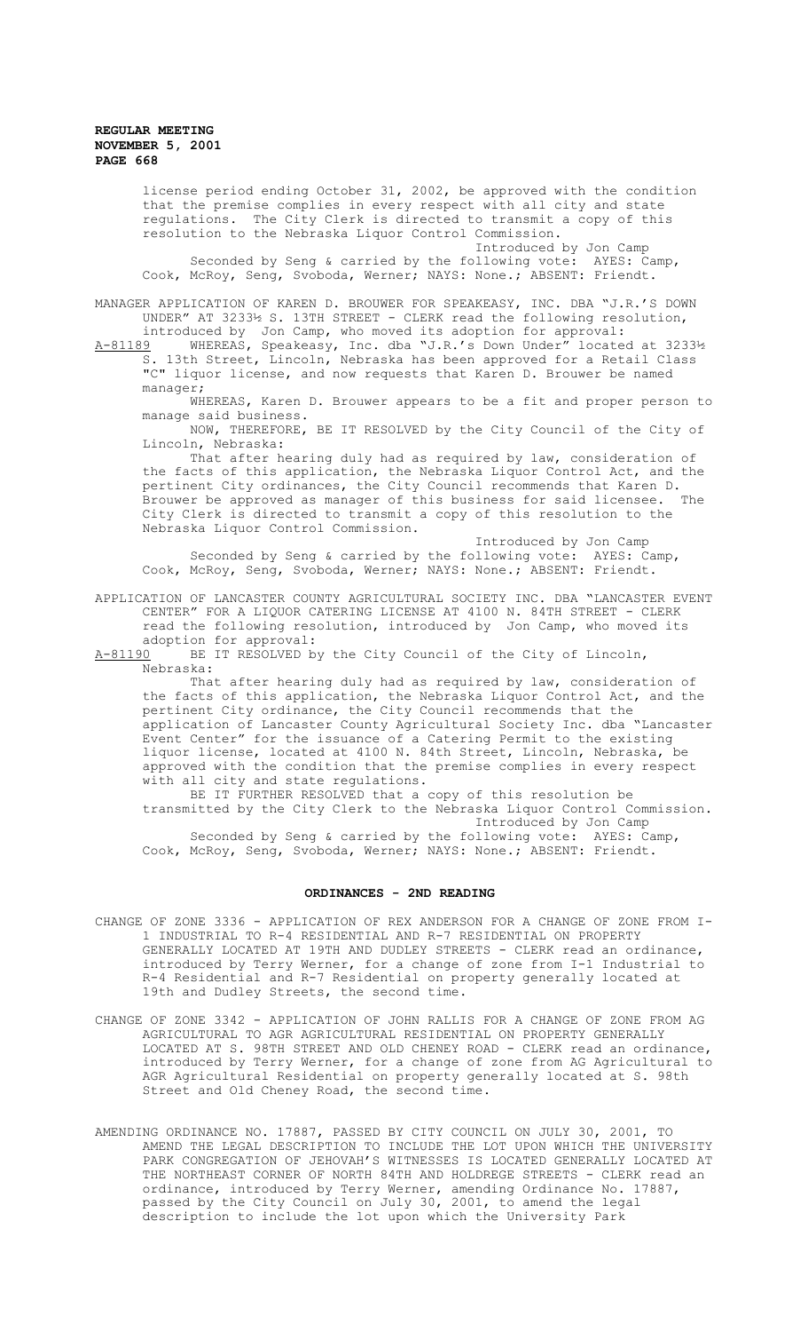license period ending October 31, 2002, be approved with the condition that the premise complies in every respect with all city and state regulations. The City Clerk is directed to transmit a copy of this resolution to the Nebraska Liquor Control Commission.

Introduced by Jon Camp

Seconded by Seng & carried by the following vote: AYES: Camp, Cook, McRoy, Seng, Svoboda, Werner; NAYS: None.; ABSENT: Friendt.

MANAGER APPLICATION OF KAREN D. BROUWER FOR SPEAKEASY, INC. DBA "J.R.'S DOWN UNDER" AT 3233½ S. 13TH STREET - CLERK read the following resolution, introduced by Jon Camp, who moved its adoption for approval:

A-81189 WHEREAS, Speakeasy, Inc. dba "J.R.'s Down Under" located at 3233½ S. 13th Street, Lincoln, Nebraska has been approved for a Retail Class "C" liquor license, and now requests that Karen D. Brouwer be named manager;

WHEREAS, Karen D. Brouwer appears to be a fit and proper person to manage said business.

NOW, THEREFORE, BE IT RESOLVED by the City Council of the City of Lincoln, Nebraska:

That after hearing duly had as required by law, consideration of the facts of this application, the Nebraska Liquor Control Act, and the pertinent City ordinances, the City Council recommends that Karen D. Brouwer be approved as manager of this business for said licensee. The City Clerk is directed to transmit a copy of this resolution to the Nebraska Liquor Control Commission.

Introduced by Jon Camp

Seconded by Seng & carried by the following vote: AYES: Camp, Cook, McRoy, Seng, Svoboda, Werner; NAYS: None.; ABSENT: Friendt.

APPLICATION OF LANCASTER COUNTY AGRICULTURAL SOCIETY INC. DBA "LANCASTER EVENT CENTER" FOR A LIQUOR CATERING LICENSE AT 4100 N. 84TH STREET - CLERK read the following resolution, introduced by Jon Camp, who moved its adoption for approval:

A-81190 BE IT RESOLVED by the City Council of the City of Lincoln, Nebraska:

That after hearing duly had as required by law, consideration of the facts of this application, the Nebraska Liquor Control Act, and the pertinent City ordinance, the City Council recommends that the application of Lancaster County Agricultural Society Inc. dba "Lancaster Event Center" for the issuance of a Catering Permit to the existing liquor license, located at 4100 N. 84th Street, Lincoln, Nebraska, be approved with the condition that the premise complies in every respect with all city and state regulations.

BE IT FURTHER RESOLVED that a copy of this resolution be transmitted by the City Clerk to the Nebraska Liquor Control Commission.

Introduced by Jon Camp

Seconded by Seng & carried by the following vote: AYES: Camp, Cook, McRoy, Seng, Svoboda, Werner; NAYS: None.; ABSENT: Friendt.

## ORDINANCES - 2ND READING

CHANGE OF ZONE 3336 - APPLICATION OF REX ANDERSON FOR A CHANGE OF ZONE FROM I-1 INDUSTRIAL TO R-4 RESIDENTIAL AND R-7 RESIDENTIAL ON PROPERTY GENERALLY LOCATED AT 19TH AND DUDLEY STREETS - CLERK read an ordinance, introduced by Terry Werner, for a change of zone from I-1 Industrial to R-4 Residential and R-7 Residential on property generally located at 19th and Dudley Streets, the second time.

CHANGE OF ZONE 3342 - APPLICATION OF JOHN RALLIS FOR A CHANGE OF ZONE FROM AG AGRICULTURAL TO AGR AGRICULTURAL RESIDENTIAL ON PROPERTY GENERALLY LOCATED AT S. 98TH STREET AND OLD CHENEY ROAD - CLERK read an ordinance, introduced by Terry Werner, for a change of zone from AG Agricultural to AGR Agricultural Residential on property generally located at S. 98th Street and Old Cheney Road, the second time.

AMENDING ORDINANCE NO. 17887, PASSED BY CITY COUNCIL ON JULY 30, 2001, TO AMEND THE LEGAL DESCRIPTION TO INCLUDE THE LOT UPON WHICH THE UNIVERSITY PARK CONGREGATION OF JEHOVAH'S WITNESSES IS LOCATED GENERALLY LOCATED AT THE NORTHEAST CORNER OF NORTH 84TH AND HOLDREGE STREETS - CLERK read an ordinance, introduced by Terry Werner, amending Ordinance No. 17887, passed by the City Council on July 30, 2001, to amend the legal description to include the lot upon which the University Park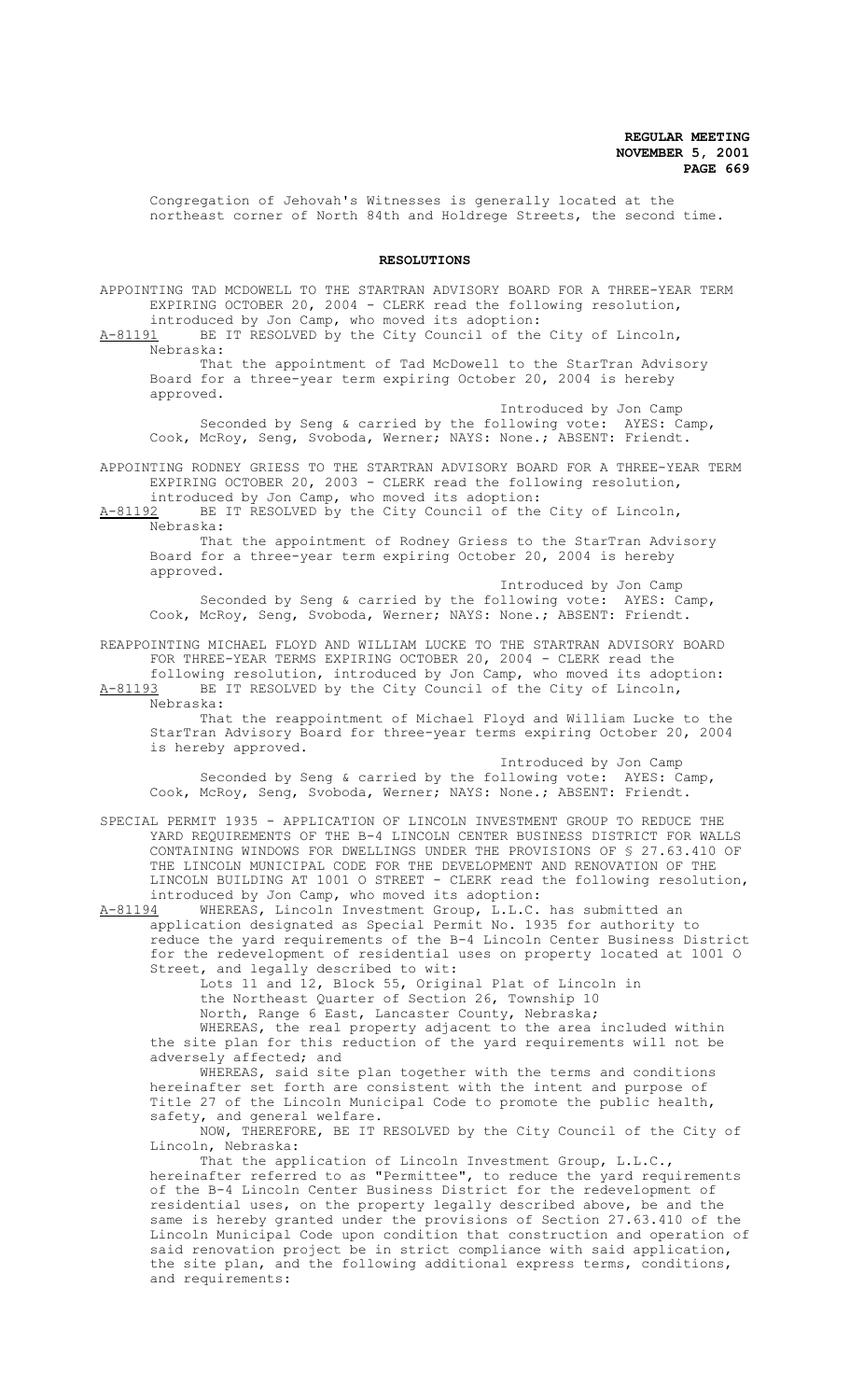Congregation of Jehovah's Witnesses is generally located at the northeast corner of North 84th and Holdrege Streets, the second time.

## RESOLUTIONS

APPOINTING TAD MCDOWELL TO THE STARTRAN ADVISORY BOARD FOR A THREE-YEAR TERM EXPIRING OCTOBER 20, 2004 - CLERK read the following resolution, introduced by Jon Camp, who moved its adoption:

A-81191 BE IT RESOLVED by the City Council of the City of Lincoln, Nebraska:

That the appointment of Tad McDowell to the StarTran Advisory Board for a three-year term expiring October 20, 2004 is hereby approved.

Introduced by Jon Camp

Seconded by Seng & carried by the following vote: AYES: Camp, Cook, McRoy, Seng, Svoboda, Werner; NAYS: None.; ABSENT: Friendt.

APPOINTING RODNEY GRIESS TO THE STARTRAN ADVISORY BOARD FOR A THREE-YEAR TERM EXPIRING OCTOBER 20, 2003 - CLERK read the following resolution, introduced by Jon Camp, who moved its adoption:

A-81192 BE IT RESOLVED by the City Council of the City of Lincoln, Nebraska:

That the appointment of Rodney Griess to the StarTran Advisory Board for a three-year term expiring October 20, 2004 is hereby approved.

Introduced by Jon Camp

Seconded by Seng & carried by the following vote: AYES: Camp, Cook, McRoy, Seng, Svoboda, Werner; NAYS: None.; ABSENT: Friendt.

REAPPOINTING MICHAEL FLOYD AND WILLIAM LUCKE TO THE STARTRAN ADVISORY BOARD FOR THREE-YEAR TERMS EXPIRING OCTOBER 20, 2004 - CLERK read the following resolution, introduced by Jon Camp, who moved its adoption:

A-81193 BE IT RESOLVED by the City Council of the City of Lincoln, Nebraska:

That the reappointment of Michael Floyd and William Lucke to the StarTran Advisory Board for three-year terms expiring October 20, 2004 is hereby approved.

Introduced by Jon Camp

Seconded by Seng & carried by the following vote: AYES: Camp, Cook, McRoy, Seng, Svoboda, Werner; NAYS: None.; ABSENT: Friendt.

SPECIAL PERMIT 1935 - APPLICATION OF LINCOLN INVESTMENT GROUP TO REDUCE THE YARD REQUIREMENTS OF THE B-4 LINCOLN CENTER BUSINESS DISTRICT FOR WALLS CONTAINING WINDOWS FOR DWELLINGS UNDER THE PROVISIONS OF § 27.63.410 OF THE LINCOLN MUNICIPAL CODE FOR THE DEVELOPMENT AND RENOVATION OF THE LINCOLN BUILDING AT 1001 O STREET - CLERK read the following resolution, introduced by Jon Camp, who moved its adoption:

A-81194 WHEREAS, Lincoln Investment Group, L.L.C. has submitted an application designated as Special Permit No. 1935 for authority to reduce the yard requirements of the B-4 Lincoln Center Business District for the redevelopment of residential uses on property located at 1001 O Street, and legally described to wit:

Lots 11 and 12, Block 55, Original Plat of Lincoln in the Northeast Quarter of Section 26, Township 10 North, Range 6 East, Lancaster County, Nebraska;

WHEREAS, the real property adjacent to the area included within the site plan for this reduction of the yard requirements will not be adversely affected; and

WHEREAS, said site plan together with the terms and conditions hereinafter set forth are consistent with the intent and purpose of Title 27 of the Lincoln Municipal Code to promote the public health, safety, and general welfare.

NOW, THEREFORE, BE IT RESOLVED by the City Council of the City of Lincoln, Nebraska:

That the application of Lincoln Investment Group, L.L.C., hereinafter referred to as "Permittee", to reduce the yard requirements of the B-4 Lincoln Center Business District for the redevelopment of residential uses, on the property legally described above, be and the same is hereby granted under the provisions of Section 27.63.410 of the Lincoln Municipal Code upon condition that construction and operation of said renovation project be in strict compliance with said application, the site plan, and the following additional express terms, conditions, and requirements: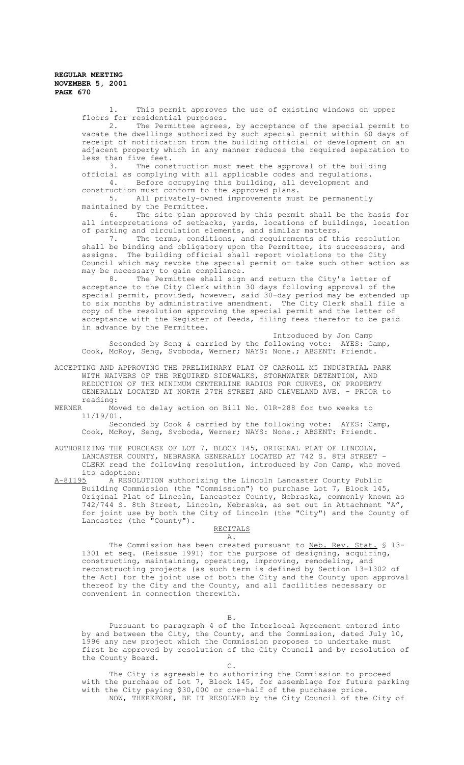1. This permit approves the use of existing windows on upper floors for residential purposes.

2. The Permittee agrees, by acceptance of the special permit to vacate the dwellings authorized by such special permit within 60 days of receipt of notification from the building official of development on an adjacent property which in any manner reduces the required separation to less than five feet.

3. The construction must meet the approval of the building official as complying with all applicable codes and regulations.

4. Before occupying this building, all development and construction must conform to the approved plans.

5. All privately-owned improvements must be permanently maintained by the Permittee.

6. The site plan approved by this permit shall be the basis for all interpretations of setbacks, yards, locations of buildings, location of parking and circulation elements, and similar matters.

7. The terms, conditions, and requirements of this resolution shall be binding and obligatory upon the Permittee, its successors, and assigns. The building official shall report violations to the City Council which may revoke the special permit or take such other action as may be necessary to gain compliance.

8. The Permittee shall sign and return the City's letter of acceptance to the City Clerk within 30 days following approval of the special permit, provided, however, said 30-day period may be extended up to six months by administrative amendment. The City Clerk shall file a copy of the resolution approving the special permit and the letter of acceptance with the Register of Deeds, filing fees therefor to be paid in advance by the Permittee.

Introduced by Jon Camp

Seconded by Seng & carried by the following vote: AYES: Camp, Cook, McRoy, Seng, Svoboda, Werner; NAYS: None.; ABSENT: Friendt.

ACCEPTING AND APPROVING THE PRELIMINARY PLAT OF CARROLL M5 INDUSTRIAL PARK WITH WAIVERS OF THE REQUIRED SIDEWALKS, STORMWATER DETENTION, AND REDUCTION OF THE MINIMUM CENTERLINE RADIUS FOR CURVES, ON PROPERTY GENERALLY LOCATED AT NORTH 27TH STREET AND CLEVELAND AVE. - PRIOR to reading:

WERNER Moved to delay action on Bill No. 01R-288 for two weeks to 11/19/01.

Seconded by Cook & carried by the following vote: AYES: Camp, Cook, McRoy, Seng, Svoboda, Werner; NAYS: None.; ABSENT: Friendt.

AUTHORIZING THE PURCHASE OF LOT 7, BLOCK 145, ORIGINAL PLAT OF LINCOLN, LANCASTER COUNTY, NEBRASKA GENERALLY LOCATED AT 742 S. 8TH STREET - CLERK read the following resolution, introduced by Jon Camp, who moved its adoption:

A-81195 A RESOLUTION authorizing the Lincoln Lancaster County Public Building Commission (the "Commission") to purchase Lot 7, Block 145, Original Plat of Lincoln, Lancaster County, Nebraska, commonly known as 742/744 S. 8th Street, Lincoln, Nebraska, as set out in Attachment "A", for joint use by both the City of Lincoln (the "City") and the County of Lancaster (the "County").

RECITALS

A.

The Commission has been created pursuant to Neb. Rev. Stat. § 13-1301 et seq. (Reissue 1991) for the purpose of designing, acquiring, constructing, maintaining, operating, improving, remodeling, and reconstructing projects (as such term is defined by Section 13-1302 of the Act) for the joint use of both the City and the County upon approval thereof by the City and the County, and all facilities necessary or convenient in connection therewith.

B.

Pursuant to paragraph 4 of the Interlocal Agreement entered into by and between the City, the County, and the Commission, dated July 10, 1996 any new project which the Commission proposes to undertake must first be approved by resolution of the City Council and by resolution of the County Board.

C.

The City is agreeable to authorizing the Commission to proceed with the purchase of Lot 7, Block 145, for assemblage for future parking with the City paying $30,000 or one-half of the purchase price.

NOW, THEREFORE, BE IT RESOLVED by the City Council of the City of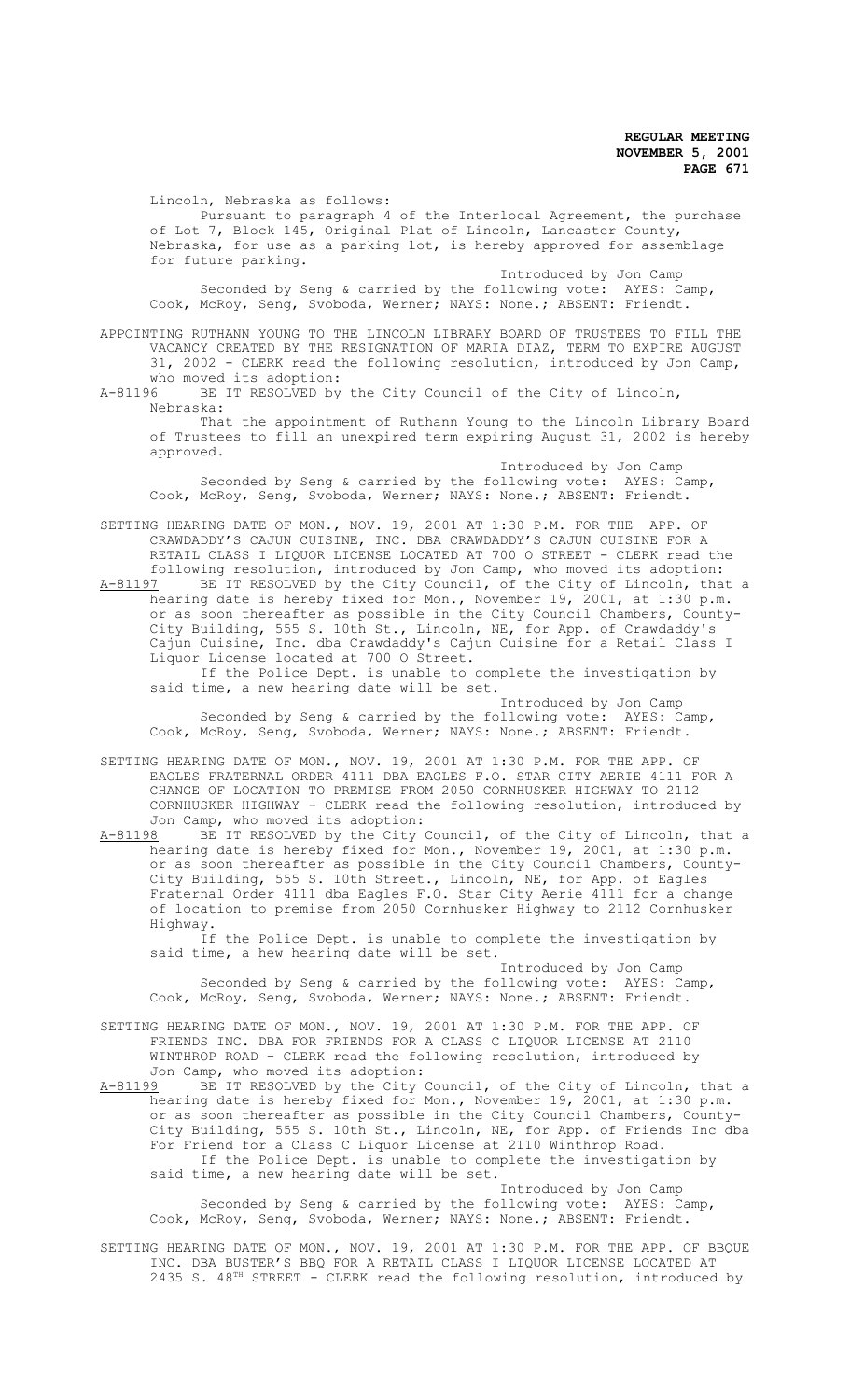Lincoln, Nebraska as follows:

Pursuant to paragraph 4 of the Interlocal Agreement, the purchase of Lot 7, Block 145, Original Plat of Lincoln, Lancaster County, Nebraska, for use as a parking lot, is hereby approved for assemblage for future parking.

Introduced by Jon Camp

Seconded by Seng & carried by the following vote: AYES: Camp, Cook, McRoy, Seng, Svoboda, Werner; NAYS: None.; ABSENT: Friendt.

APPOINTING RUTHANN YOUNG TO THE LINCOLN LIBRARY BOARD OF TRUSTEES TO FILL THE VACANCY CREATED BY THE RESIGNATION OF MARIA DIAZ, TERM TO EXPIRE AUGUST 31, 2002 - CLERK read the following resolution, introduced by Jon Camp, who moved its adoption:

A-81196 BE IT RESOLVED by the City Council of the City of Lincoln, Nebraska:

That the appointment of Ruthann Young to the Lincoln Library Board of Trustees to fill an unexpired term expiring August 31, 2002 is hereby approved.

Introduced by Jon Camp

Seconded by Seng & carried by the following vote: AYES: Camp, Cook, McRoy, Seng, Svoboda, Werner; NAYS: None.; ABSENT: Friendt.

SETTING HEARING DATE OF MON., NOV. 19, 2001 AT 1:30 P.M. FOR THE APP. OF CRAWDADDY'S CAJUN CUISINE, INC. DBA CRAWDADDY'S CAJUN CUISINE FOR A RETAIL CLASS I LIQUOR LICENSE LOCATED AT 700 O STREET - CLERK read the following resolution, introduced by Jon Camp, who moved its adoption:

A-81197 BE IT RESOLVED by the City Council, of the City of Lincoln, that a hearing date is hereby fixed for Mon., November 19, 2001, at 1:30 p.m. or as soon thereafter as possible in the City Council Chambers, County-City Building, 555 S. 10th St., Lincoln, NE, for App. of Crawdaddy's Cajun Cuisine, Inc. dba Crawdaddy's Cajun Cuisine for a Retail Class I Liquor License located at 700 O Street.

If the Police Dept. is unable to complete the investigation by said time, a new hearing date will be set.

Introduced by Jon Camp

Seconded by Seng & carried by the following vote: AYES: Camp, Cook, McRoy, Seng, Svoboda, Werner; NAYS: None.; ABSENT: Friendt.

SETTING HEARING DATE OF MON., NOV. 19, 2001 AT 1:30 P.M. FOR THE APP. OF EAGLES FRATERNAL ORDER 4111 DBA EAGLES F.O. STAR CITY AERIE 4111 FOR A CHANGE OF LOCATION TO PREMISE FROM 2050 CORNHUSKER HIGHWAY TO 2112 CORNHUSKER HIGHWAY - CLERK read the following resolution, introduced by Jon Camp, who moved its adoption:

A-81198 BE IT RESOLVED by the City Council, of the City of Lincoln, that a hearing date is hereby fixed for Mon., November 19, 2001, at 1:30 p.m. or as soon thereafter as possible in the City Council Chambers, County-City Building, 555 S. 10th Street., Lincoln, NE, for App. of Eagles Fraternal Order 4111 dba Eagles F.O. Star City Aerie 4111 for a change of location to premise from 2050 Cornhusker Highway to 2112 Cornhusker Highway.

If the Police Dept. is unable to complete the investigation by said time, a hew hearing date will be set.

Introduced by Jon Camp

Seconded by Seng & carried by the following vote: AYES: Camp, Cook, McRoy, Seng, Svoboda, Werner; NAYS: None.; ABSENT: Friendt.

SETTING HEARING DATE OF MON., NOV. 19, 2001 AT 1:30 P.M. FOR THE APP. OF FRIENDS INC. DBA FOR FRIENDS FOR A CLASS C LIQUOR LICENSE AT 2110 WINTHROP ROAD - CLERK read the following resolution, introduced by Jon Camp, who moved its adoption:

A-81199 BE IT RESOLVED by the City Council, of the City of Lincoln, that a hearing date is hereby fixed for Mon., November 19, 2001, at 1:30 p.m. or as soon thereafter as possible in the City Council Chambers, County-City Building, 555 S. 10th St., Lincoln, NE, for App. of Friends Inc dba For Friend for a Class C Liquor License at 2110 Winthrop Road.

If the Police Dept. is unable to complete the investigation by said time, a new hearing date will be set.

Introduced by Jon Camp

Seconded by Seng & carried by the following vote: AYES: Camp, Cook, McRoy, Seng, Svoboda, Werner; NAYS: None.; ABSENT: Friendt.

SETTING HEARING DATE OF MON., NOV. 19, 2001 AT 1:30 P.M. FOR THE APP. OF BBQUE INC. DBA BUSTER'S BBQ FOR A RETAIL CLASS I LIQUOR LICENSE LOCATED AT 2435 S. 48TH STREET - CLERK read the following resolution, introduced by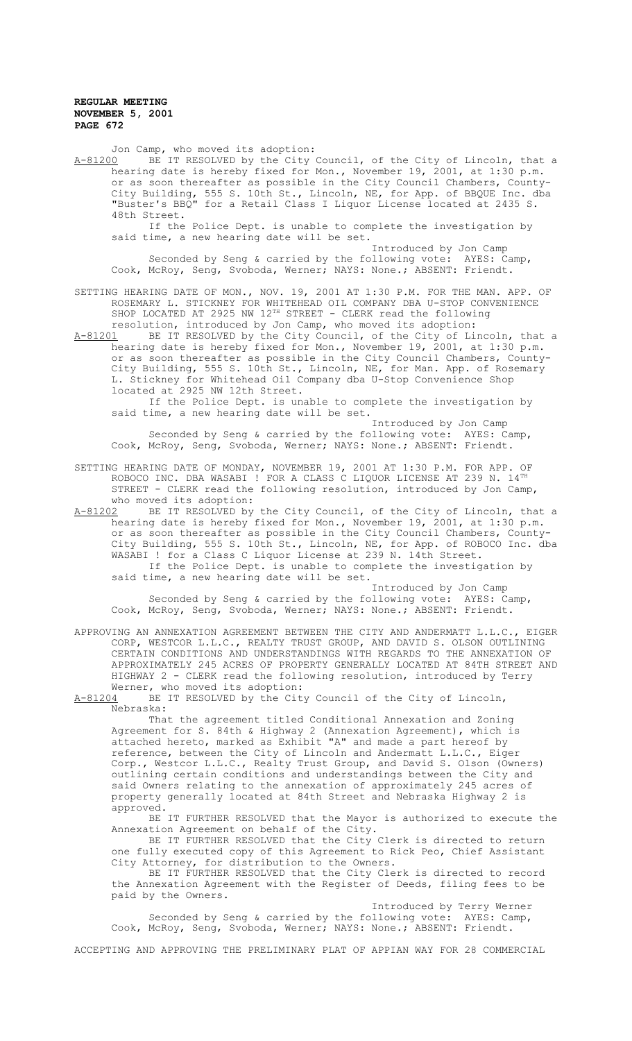Jon Camp, who moved its adoption:

A-81200 BE IT RESOLVED by the City Council, of the City of Lincoln, that a hearing date is hereby fixed for Mon., November 19, 2001, at 1:30 p.m. or as soon thereafter as possible in the City Council Chambers, County-City Building, 555 S. 10th St., Lincoln, NE, for App. of BBQUE Inc. dba "Buster's BBQ" for a Retail Class I Liquor License located at 2435 S. 48th Street.

If the Police Dept. is unable to complete the investigation by said time, a new hearing date will be set.

Introduced by Jon Camp

Seconded by Seng & carried by the following vote: AYES: Camp, Cook, McRoy, Seng, Svoboda, Werner; NAYS: None.; ABSENT: Friendt.

SETTING HEARING DATE OF MON., NOV. 19, 2001 AT 1:30 P.M. FOR THE MAN. APP. OF ROSEMARY L. STICKNEY FOR WHITEHEAD OIL COMPANY DBA U-STOP CONVENIENCE SHOP LOCATED AT 2925 NW 12TH STREET - CLERK read the following resolution, introduced by Jon Camp, who moved its adoption:

A-81201 BE IT RESOLVED by the City Council, of the City of Lincoln, that a hearing date is hereby fixed for Mon., November 19, 2001, at 1:30 p.m. or as soon thereafter as possible in the City Council Chambers, County-City Building, 555 S. 10th St., Lincoln, NE, for Man. App. of Rosemary L. Stickney for Whitehead Oil Company dba U-Stop Convenience Shop located at 2925 NW 12th Street.

If the Police Dept. is unable to complete the investigation by said time, a new hearing date will be set.

Introduced by Jon Camp

Seconded by Seng & carried by the following vote: AYES: Camp, Cook, McRoy, Seng, Svoboda, Werner; NAYS: None.; ABSENT: Friendt.

SETTING HEARING DATE OF MONDAY, NOVEMBER 19, 2001 AT 1:30 P.M. FOR APP. OF ROBOCO INC. DBA WASABI ! FOR A CLASS C LIQUOR LICENSE AT 239 N. 14TH STREET - CLERK read the following resolution, introduced by Jon Camp, who moved its adoption:

A-81202 BE IT RESOLVED by the City Council, of the City of Lincoln, that a hearing date is hereby fixed for Mon., November 19, 2001, at 1:30 p.m. or as soon thereafter as possible in the City Council Chambers, County-City Building, 555 S. 10th St., Lincoln, NE, for App. of ROBOCO Inc. dba WASABI ! for a Class C Liquor License at 239 N. 14th Street.

If the Police Dept. is unable to complete the investigation by said time, a new hearing date will be set.

Introduced by Jon Camp

Seconded by Seng & carried by the following vote: AYES: Camp, Cook, McRoy, Seng, Svoboda, Werner; NAYS: None.; ABSENT: Friendt.

APPROVING AN ANNEXATION AGREEMENT BETWEEN THE CITY AND ANDERMATT L.L.C., EIGER CORP, WESTCOR L.L.C., REALTY TRUST GROUP, AND DAVID S. OLSON OUTLINING CERTAIN CONDITIONS AND UNDERSTANDINGS WITH REGARDS TO THE ANNEXATION OF APPROXIMATELY 245 ACRES OF PROPERTY GENERALLY LOCATED AT 84TH STREET AND HIGHWAY 2 - CLERK read the following resolution, introduced by Terry Werner, who moved its adoption:

A-81204 BE IT RESOLVED by the City Council of the City of Lincoln, Nebraska:

That the agreement titled Conditional Annexation and Zoning Agreement for S. 84th & Highway 2 (Annexation Agreement), which is attached hereto, marked as Exhibit "A" and made a part hereof by reference, between the City of Lincoln and Andermatt L.L.C., Eiger Corp., Westcor L.L.C., Realty Trust Group, and David S. Olson (Owners) outlining certain conditions and understandings between the City and said Owners relating to the annexation of approximately 245 acres of property generally located at 84th Street and Nebraska Highway 2 is approved.

BE IT FURTHER RESOLVED that the Mayor is authorized to execute the Annexation Agreement on behalf of the City.

BE IT FURTHER RESOLVED that the City Clerk is directed to return one fully executed copy of this Agreement to Rick Peo, Chief Assistant City Attorney, for distribution to the Owners.

BE IT FURTHER RESOLVED that the City Clerk is directed to record the Annexation Agreement with the Register of Deeds, filing fees to be paid by the Owners.

Introduced by Terry Werner

Seconded by Seng & carried by the following vote: AYES: Camp, Cook, McRoy, Seng, Svoboda, Werner; NAYS: None.; ABSENT: Friendt.

ACCEPTING AND APPROVING THE PRELIMINARY PLAT OF APPIAN WAY FOR 28 COMMERCIAL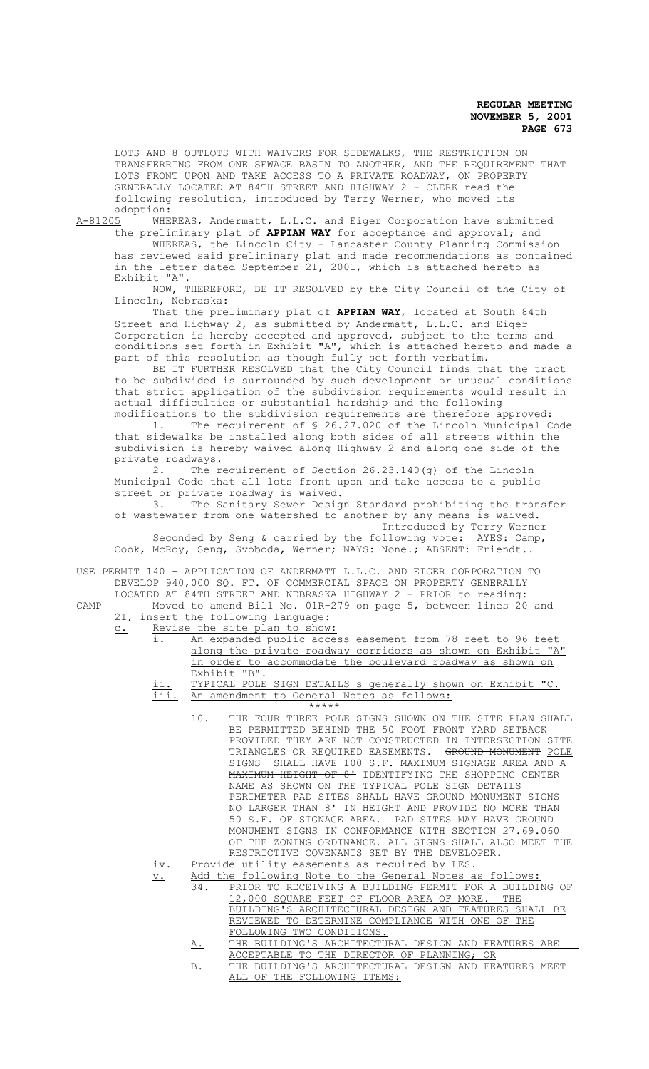LOTS AND 8 OUTLOTS WITH WAIVERS FOR SIDEWALKS, THE RESTRICTION ON TRANSFERRING FROM ONE SEWAGE BASIN TO ANOTHER, AND THE REQUIREMENT THAT LOTS FRONT UPON AND TAKE ACCESS TO A PRIVATE ROADWAY, ON PROPERTY GENERALLY LOCATED AT 84TH STREET AND HIGHWAY 2 - CLERK read the following resolution, introduced by Terry Werner, who moved its adoption:

A-81205 WHEREAS, Andermatt, L.L.C. and Eiger Corporation have submitted the preliminary plat of **APPIAN WAY** for acceptance and approval; and

WHEREAS, the Lincoln City - Lancaster County Planning Commission has reviewed said preliminary plat and made recommendations as contained in the letter dated September 21, 2001, which is attached hereto as Exhibit "A".

NOW, THEREFORE, BE IT RESOLVED by the City Council of the City of Lincoln, Nebraska:

That the preliminary plat of **APPIAN WAY**, located at South 84th Street and Highway 2, as submitted by Andermatt, L.L.C. and Eiger Corporation is hereby accepted and approved, subject to the terms and conditions set forth in Exhibit "A", which is attached hereto and made a part of this resolution as though fully set forth verbatim.

BE IT FURTHER RESOLVED that the City Council finds that the tract to be subdivided is surrounded by such development or unusual conditions that strict application of the subdivision requirements would result in actual difficulties or substantial hardship and the following modifications to the subdivision requirements are therefore approved:

1. The requirement of § 26.27.020 of the Lincoln Municipal Code that sidewalks be installed along both sides of all streets within the subdivision is hereby waived along Highway 2 and along one side of the private roadways.
2. The requirement of Section 26.23.140(g) of the Lincoln Municipal Code that all lots front upon and take access to a public street or private roadway is waived.
3. The Sanitary Sewer Design Standard prohibiting the transfer of wastewater from one watershed to another by any means is waived.

Introduced by Terry Werner

Seconded by Seng & carried by the following vote: AYES: Camp, Cook, McRoy, Seng, Svoboda, Werner; NAYS: None.; ABSENT: Friendt..

USE PERMIT 140 - APPLICATION OF ANDERMATT L.L.C. AND EIGER CORPORATION TO DEVELOP 940,000 SQ. FT. OF COMMERCIAL SPACE ON PROPERTY GENERALLY LOCATED AT 84TH STREET AND NEBRASKA HIGHWAY 2 - PRIOR to reading:

CAMP Moved to amend Bill No. 01R-279 on page 5, between lines 20 and 21, insert the following language:

c. Revise the site plan to show:

i. An expanded public access easement from 78 feet to 96 feet along the private roadway corridors as shown on Exhibit "A" in order to accommodate the boulevard roadway as shown on Exhibit "B".

ii. TYPICAL POLE SIGN DETAILS s generally shown on Exhibit "C.

iii. An amendment to General Notes as follows:

\*\*\*\*\*

10. THE ~~FOUR~~ THREE POLE SIGNS SHOWN ON THE SITE PLAN SHALL BE PERMITTED BEHIND THE 50 FOOT FRONT YARD SETBACK PROVIDED THEY ARE NOT CONSTRUCTED IN INTERSECTION SITE TRIANGLES OR REQUIRED EASEMENTS. ~~GROUND MONUMENT~~ POLE SIGNS SHALL HAVE 100 S.F. MAXIMUM SIGNAGE AREA ~~AND A MAXIMUM HEIGHT OF 8'~~ IDENTIFYING THE SHOPPING CENTER NAME AS SHOWN ON THE TYPICAL POLE SIGN DETAILS PERIMETER PAD SITES SHALL HAVE GROUND MONUMENT SIGNS NO LARGER THAN 8' IN HEIGHT AND PROVIDE NO MORE THAN 50 S.F. OF SIGNAGE AREA. PAD SITES MAY HAVE GROUND MONUMENT SIGNS IN CONFORMANCE WITH SECTION 27.69.060 OF THE ZONING ORDINANCE. ALL SIGNS SHALL ALSO MEET THE RESTRICTIVE COVENANTS SET BY THE DEVELOPER.

iv. Provide utility easements as required by LES.

v. Add the following Note to the General Notes as follows:

34. PRIOR TO RECEIVING A BUILDING PERMIT FOR A BUILDING OF 12,000 SQUARE FEET OF FLOOR AREA OF MORE. THE BUILDING'S ARCHITECTURAL DESIGN AND FEATURES SHALL BE REVIEWED TO DETERMINE COMPLIANCE WITH ONE OF THE FOLLOWING TWO CONDITIONS.

A. THE BUILDING'S ARCHITECTURAL DESIGN AND FEATURES ARE ACCEPTABLE TO THE DIRECTOR OF PLANNING; OR

B. THE BUILDING'S ARCHITECTURAL DESIGN AND FEATURES MEET ALL OF THE FOLLOWING ITEMS: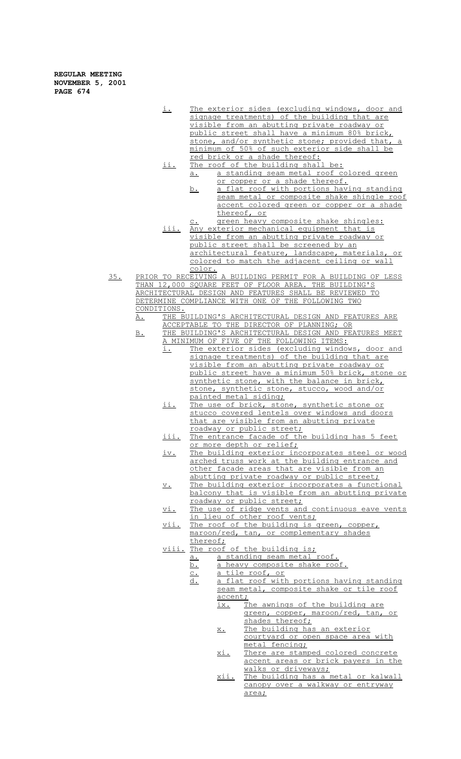i. The exterior sides (excluding windows, door and signage treatments) of the building that are visible from an abutting private roadway or public street shall have a minimum 80% brick, stone, and/or synthetic stone; provided that, a minimum of 50% of such exterior side shall be red brick or a shade thereof:

ii. The roof of the building shall be:
   - a. a standing seam metal roof colored green or copper or a shade thereof.
   - b. a flat roof with portions having standing seam metal or composite shake shingle roof accent colored green or copper or a shade thereof, or
   - c. green heavy composite shake shingles:

iii. Any exterior mechanical equipment that is visible from an abutting private roadway or public street shall be screened by an architectural feature, landscape, materials, or colored to match the adjacent ceiling or wall color.

35. PRIOR TO RECEIVING A BUILDING PERMIT FOR A BUILDING OF LESS THAN 12,000 SQUARE FEET OF FLOOR AREA. THE BUILDING'S ARCHITECTURAL DESIGN AND FEATURES SHALL BE REVIEWED TO DETERMINE COMPLIANCE WITH ONE OF THE FOLLOWING TWO CONDITIONS.

A. THE BUILDING'S ARCHITECTURAL DESIGN AND FEATURES ARE ACCEPTABLE TO THE DIRECTOR OF PLANNING; OR

B. THE BUILDING'S ARCHITECTURAL DESIGN AND FEATURES MEET A MINIMUM OF FIVE OF THE FOLLOWING ITEMS:

i. The exterior sides (excluding windows, door and signage treatments) of the building that are visible from an abutting private roadway or public street have a minimum 50% brick, stone or synthetic stone, with the balance in brick, stone, synthetic stone, stucco, wood and/or painted metal siding;

ii. The use of brick, stone, synthetic stone or stucco covered lentels over windows and doors that are visible from an abutting private roadway or public street;

iii. The entrance facade of the building has 5 feet or more depth or relief;

iv. The building exterior incorporates steel or wood arched truss work at the building entrance and other facade areas that are visible from an abutting private roadway or public street;

v. The building exterior incorporates a functional balcony that is visible from an abutting private roadway or public street;

vi. The use of ridge vents and continuous eave vents in lieu of other roof vents;

vii. The roof of the building is green, copper, maroon/red, tan, or complementary shades thereof;

viii. The roof of the building is;
   - a. a standing seam metal roof.
   - b. a heavy composite shake roof.
   - c. a tile roof, or
   - d. a flat roof with portions having standing seam metal, composite shake or tile roof accent;

ix. The awnings of the building are green, copper, maroon/red, tan, or shades thereof;

x. The building has an exterior courtyard or open space area with metal fencing;

xi. There are stamped colored concrete accent areas or brick payers in the walks or driveways;

xii. The building has a metal or kalwall canopy over a walkway or entryway area;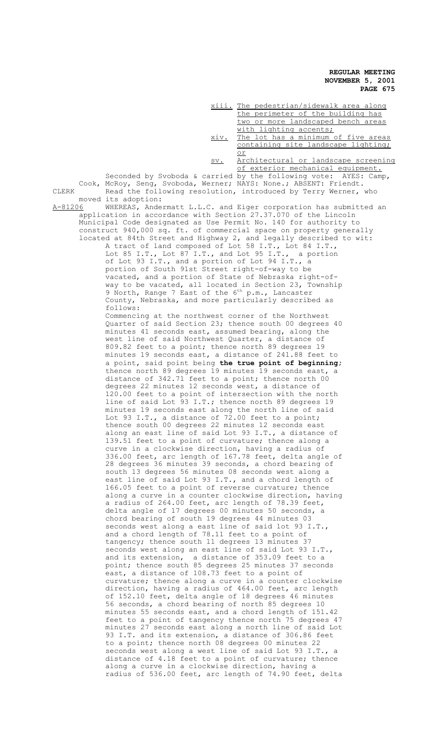xiii. <u>The pedestrian/sidewalk area along the perimeter of the building has two or more landscaped bench areas with lighting accents;</u>

xiv. <u>The lot has a minimum of five areas containing site landscape lighting; or</u>

sv. <u>Architectural or landscape screening of exterior mechanical equipment.</u>

Seconded by Svoboda & carried by the following vote: AYES: Camp, Cook, McRoy, Seng, Svoboda, Werner; NAYS: None.; ABSENT: Friendt.

CLERK Read the following resolution, introduced by Terry Werner, who moved its adoption:

<u>A-81206</u> WHEREAS, Andermatt L.L.C. and Eiger corporation has submitted an application in accordance with Section 27.37.070 of the Lincoln Municipal Code designated as Use Permit No. 140 for authority to construct 940,000 sq. ft. of commercial space on property generally located at 84th Street and Highway 2, and legally described to wit:

A tract of land composed of Lot 58 I.T., Lot 84 I.T., Lot 85 I.T., Lot 87 I.T., and Lot 95 I.T., a portion of Lot 93 I.T., and a portion of Lot 94 I.T., a portion of South 91st Street right-of-way to be vacated, and a portion of State of Nebraska right-of-way to be vacated, all located in Section 23, Township 9 North, Range 7 East of the 6th p.m., Lancaster County, Nebraska, and more particularly described as follows:

Commencing at the northwest corner of the Northwest Quarter of said Section 23; thence south 00 degrees 40 minutes 41 seconds east, assumed bearing, along the west line of said Northwest Quarter, a distance of 809.82 feet to a point; thence north 89 degrees 19 minutes 19 seconds east, a distance of 241.88 feet to a point, said point being **the true point of beginning**; thence north 89 degrees 19 minutes 19 seconds east, a distance of 342.71 feet to a point; thence north 00 degrees 22 minutes 12 seconds west, a distance of 120.00 feet to a point of intersection with the north line of said Lot 93 I.T.; thence north 89 degrees 19 minutes 19 seconds east along the north line of said Lot 93 I.T., a distance of 72.00 feet to a point; thence south 00 degrees 22 minutes 12 seconds east along an east line of said Lot 93 I.T., a distance of 139.51 feet to a point of curvature; thence along a curve in a clockwise direction, having a radius of 336.00 feet, arc length of 167.78 feet, delta angle of 28 degrees 36 minutes 39 seconds, a chord bearing of south 13 degrees 56 minutes 08 seconds west along a east line of said Lot 93 I.T., and a chord length of 166.05 feet to a point of reverse curvature; thence along a curve in a counter clockwise direction, having a radius of 264.00 feet, arc length of 78.39 feet, delta angle of 17 degrees 00 minutes 50 seconds, a chord bearing of south 19 degrees 44 minutes 03 seconds west along a east line of said lot 93 I.T., and a chord length of 78.11 feet to a point of tangency; thence south 11 degrees 13 minutes 37 seconds west along an east line of said Lot 93 I.T., and its extension, a distance of 353.09 feet to a point; thence south 85 degrees 25 minutes 37 seconds east, a distance of 108.73 feet to a point of curvature; thence along a curve in a counter clockwise direction, having a radius of 464.00 feet, arc length of 152.10 feet, delta angle of 18 degrees 46 minutes 56 seconds, a chord bearing of north 85 degrees 10 minutes 55 seconds east, and a chord length of 151.42 feet to a point of tangency thence north 75 degrees 47 minutes 27 seconds east along a north line of said Lot 93 I.T. and its extension, a distance of 306.86 feet to a point; thence north 08 degrees 00 minutes 22 seconds west along a west line of said Lot 93 I.T., a distance of 4.18 feet to a point of curvature; thence along a curve in a clockwise direction, having a radius of 536.00 feet, arc length of 74.90 feet, delta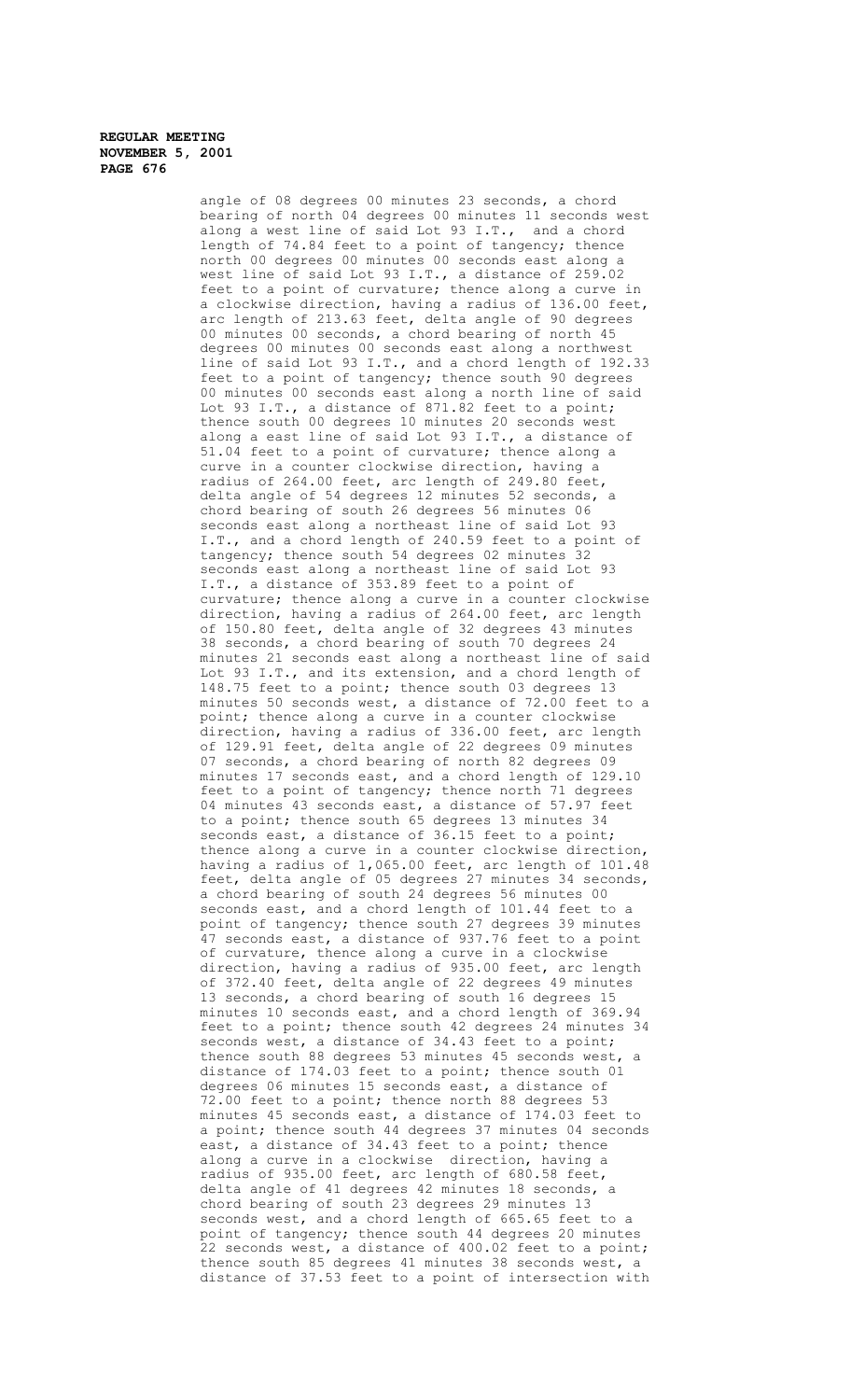angle of 08 degrees 00 minutes 23 seconds, a chord bearing of north 04 degrees 00 minutes 11 seconds west along a west line of said Lot 93 I.T., and a chord length of 74.84 feet to a point of tangency; thence north 00 degrees 00 minutes 00 seconds east along a west line of said Lot 93 I.T., a distance of 259.02 feet to a point of curvature; thence along a curve in a clockwise direction, having a radius of 136.00 feet, arc length of 213.63 feet, delta angle of 90 degrees 00 minutes 00 seconds, a chord bearing of north 45 degrees 00 minutes 00 seconds east along a northwest line of said Lot 93 I.T., and a chord length of 192.33 feet to a point of tangency; thence south 90 degrees 00 minutes 00 seconds east along a north line of said Lot 93 I.T., a distance of 871.82 feet to a point; thence south 00 degrees 10 minutes 20 seconds west along a east line of said Lot 93 I.T., a distance of 51.04 feet to a point of curvature; thence along a curve in a counter clockwise direction, having a radius of 264.00 feet, arc length of 249.80 feet, delta angle of 54 degrees 12 minutes 52 seconds, a chord bearing of south 26 degrees 56 minutes 06 seconds east along a northeast line of said Lot 93 I.T., and a chord length of 240.59 feet to a point of tangency; thence south 54 degrees 02 minutes 32 seconds east along a northeast line of said Lot 93 I.T., a distance of 353.89 feet to a point of curvature; thence along a curve in a counter clockwise direction, having a radius of 264.00 feet, arc length of 150.80 feet, delta angle of 32 degrees 43 minutes 38 seconds, a chord bearing of south 70 degrees 24 minutes 21 seconds east along a northeast line of said Lot 93 I.T., and its extension, and a chord length of 148.75 feet to a point; thence south 03 degrees 13 minutes 50 seconds west, a distance of 72.00 feet to a point; thence along a curve in a counter clockwise direction, having a radius of 336.00 feet, arc length of 129.91 feet, delta angle of 22 degrees 09 minutes 07 seconds, a chord bearing of north 82 degrees 09 minutes 17 seconds east, and a chord length of 129.10 feet to a point of tangency; thence north 71 degrees 04 minutes 43 seconds east, a distance of 57.97 feet to a point; thence south 65 degrees 13 minutes 34 seconds east, a distance of 36.15 feet to a point; thence along a curve in a counter clockwise direction, having a radius of 1,065.00 feet, arc length of 101.48 feet, delta angle of 05 degrees 27 minutes 34 seconds, a chord bearing of south 24 degrees 56 minutes 00 seconds east, and a chord length of 101.44 feet to a point of tangency; thence south 27 degrees 39 minutes 47 seconds east, a distance of 937.76 feet to a point of curvature, thence along a curve in a clockwise direction, having a radius of 935.00 feet, arc length of 372.40 feet, delta angle of 22 degrees 49 minutes 13 seconds, a chord bearing of south 16 degrees 15 minutes 10 seconds east, and a chord length of 369.94 feet to a point; thence south 42 degrees 24 minutes 34 seconds west, a distance of 34.43 feet to a point; thence south 88 degrees 53 minutes 45 seconds west, a distance of 174.03 feet to a point; thence south 01 degrees 06 minutes 15 seconds east, a distance of 72.00 feet to a point; thence north 88 degrees 53 minutes 45 seconds east, a distance of 174.03 feet to a point; thence south 44 degrees 37 minutes 04 seconds east, a distance of 34.43 feet to a point; thence along a curve in a clockwise direction, having a radius of 935.00 feet, arc length of 680.58 feet, delta angle of 41 degrees 42 minutes 18 seconds, a chord bearing of south 23 degrees 29 minutes 13 seconds west, and a chord length of 665.65 feet to a point of tangency; thence south 44 degrees 20 minutes 22 seconds west, a distance of 400.02 feet to a point; thence south 85 degrees 41 minutes 38 seconds west, a distance of 37.53 feet to a point of intersection with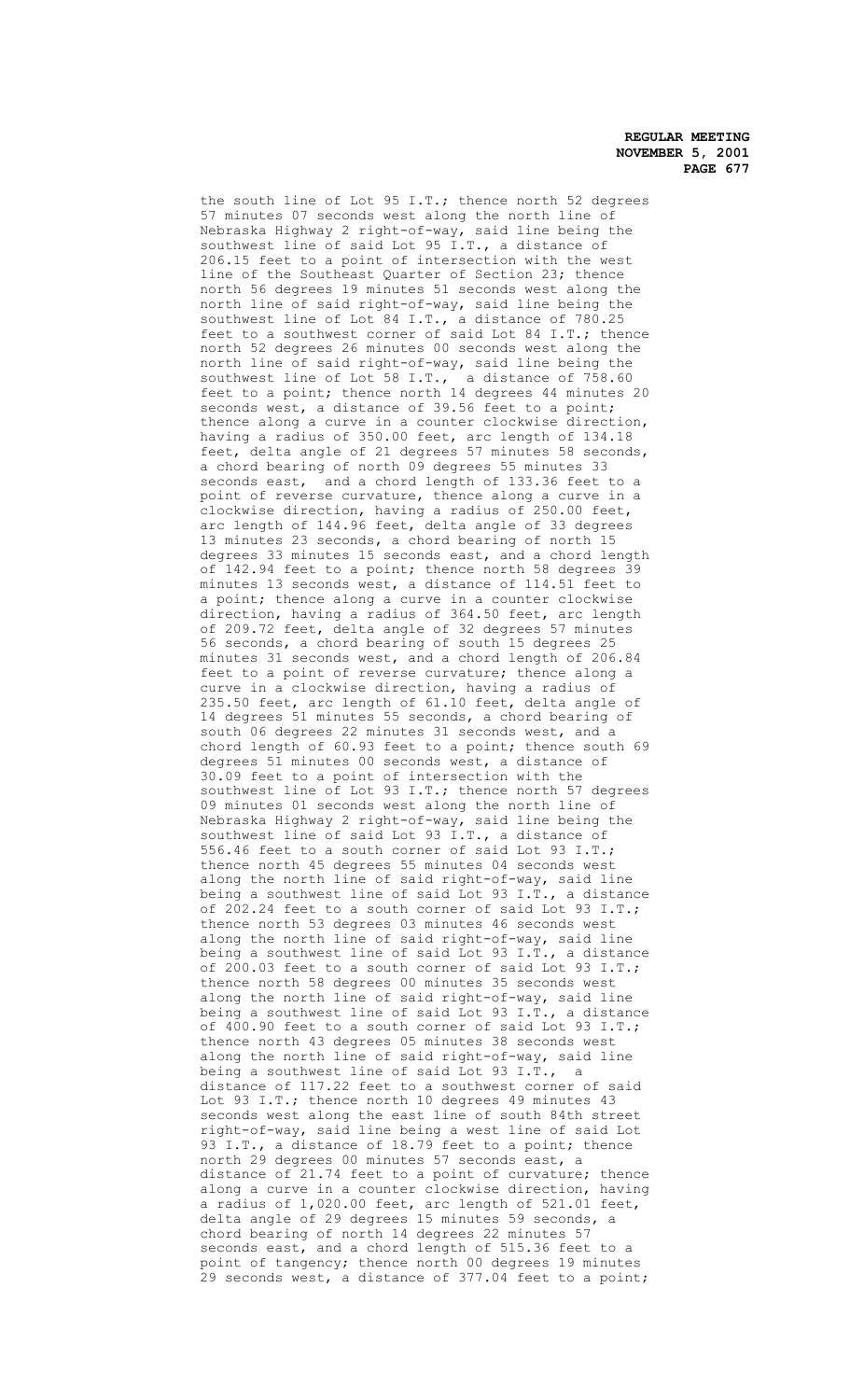the south line of Lot 95 I.T.; thence north 52 degrees 57 minutes 07 seconds west along the north line of Nebraska Highway 2 right-of-way, said line being the southwest line of said Lot 95 I.T., a distance of 206.15 feet to a point of intersection with the west line of the Southeast Quarter of Section 23; thence north 56 degrees 19 minutes 51 seconds west along the north line of said right-of-way, said line being the southwest line of Lot 84 I.T., a distance of 780.25 feet to a southwest corner of said Lot 84 I.T.; thence north 52 degrees 26 minutes 00 seconds west along the north line of said right-of-way, said line being the southwest line of Lot 58 I.T., a distance of 758.60 feet to a point; thence north 14 degrees 44 minutes 20 seconds west, a distance of 39.56 feet to a point; thence along a curve in a counter clockwise direction, having a radius of 350.00 feet, arc length of 134.18 feet, delta angle of 21 degrees 57 minutes 58 seconds, a chord bearing of north 09 degrees 55 minutes 33 seconds east, and a chord length of 133.36 feet to a point of reverse curvature, thence along a curve in a clockwise direction, having a radius of 250.00 feet, arc length of 144.96 feet, delta angle of 33 degrees 13 minutes 23 seconds, a chord bearing of north 15 degrees 33 minutes 15 seconds east, and a chord length of 142.94 feet to a point; thence north 58 degrees 39 minutes 13 seconds west, a distance of 114.51 feet to a point; thence along a curve in a counter clockwise direction, having a radius of 364.50 feet, arc length of 209.72 feet, delta angle of 32 degrees 57 minutes 56 seconds, a chord bearing of south 15 degrees 25 minutes 31 seconds west, and a chord length of 206.84 feet to a point of reverse curvature; thence along a curve in a clockwise direction, having a radius of 235.50 feet, arc length of 61.10 feet, delta angle of 14 degrees 51 minutes 55 seconds, a chord bearing of south 06 degrees 22 minutes 31 seconds west, and a chord length of 60.93 feet to a point; thence south 69 degrees 51 minutes 00 seconds west, a distance of 30.09 feet to a point of intersection with the southwest line of Lot 93 I.T.; thence north 57 degrees 09 minutes 01 seconds west along the north line of Nebraska Highway 2 right-of-way, said line being the southwest line of said Lot 93 I.T., a distance of 556.46 feet to a south corner of said Lot 93 I.T.; thence north 45 degrees 55 minutes 04 seconds west along the north line of said right-of-way, said line being a southwest line of said Lot 93 I.T., a distance of 202.24 feet to a south corner of said Lot 93 I.T.; thence north 53 degrees 03 minutes 46 seconds west along the north line of said right-of-way, said line being a southwest line of said Lot 93 I.T., a distance of 200.03 feet to a south corner of said Lot 93 I.T.; thence north 58 degrees 00 minutes 35 seconds west along the north line of said right-of-way, said line being a southwest line of said Lot 93 I.T., a distance of 400.90 feet to a south corner of said Lot 93 I.T.; thence north 43 degrees 05 minutes 38 seconds west along the north line of said right-of-way, said line being a southwest line of said Lot 93 I.T., a distance of 117.22 feet to a southwest corner of said Lot 93 I.T.; thence north 10 degrees 49 minutes 43 seconds west along the east line of south 84th street right-of-way, said line being a west line of said Lot 93 I.T., a distance of 18.79 feet to a point; thence north 29 degrees 00 minutes 57 seconds east, a distance of 21.74 feet to a point of curvature; thence along a curve in a counter clockwise direction, having a radius of 1,020.00 feet, arc length of 521.01 feet, delta angle of 29 degrees 15 minutes 59 seconds, a chord bearing of north 14 degrees 22 minutes 57 seconds east, and a chord length of 515.36 feet to a point of tangency; thence north 00 degrees 19 minutes 29 seconds west, a distance of 377.04 feet to a point;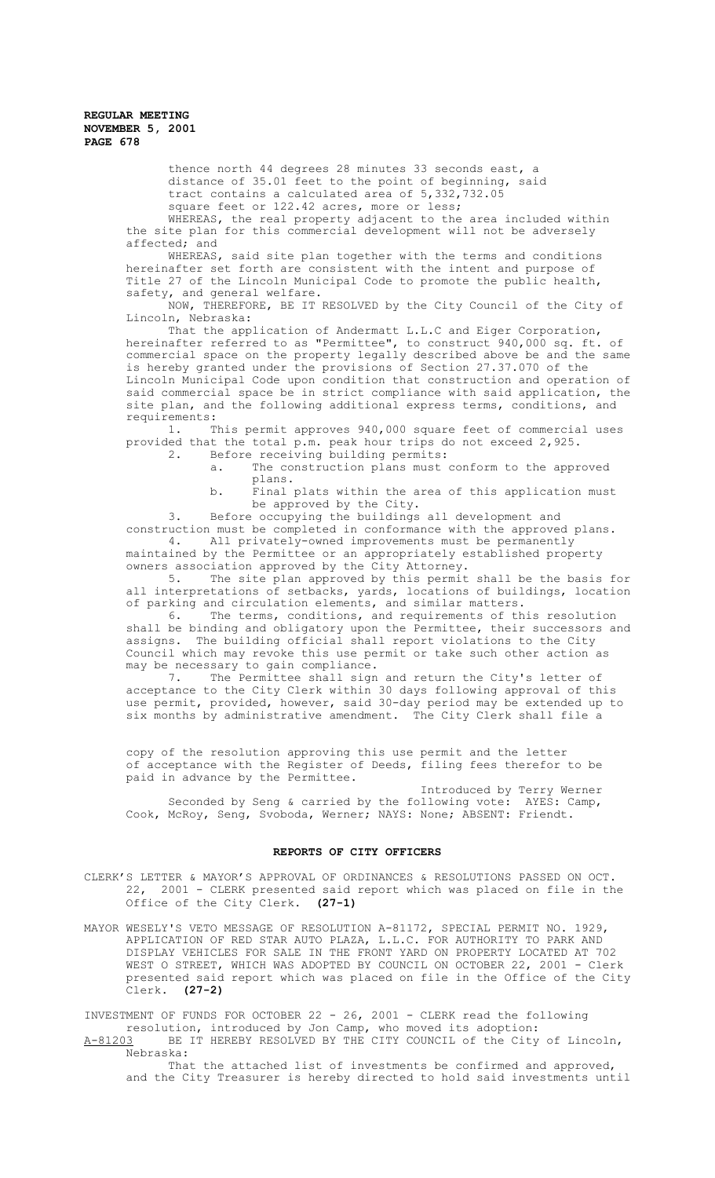thence north 44 degrees 28 minutes 33 seconds east, a distance of 35.01 feet to the point of beginning, said tract contains a calculated area of 5,332,732.05 square feet or 122.42 acres, more or less;

WHEREAS, the real property adjacent to the area included within the site plan for this commercial development will not be adversely affected; and

WHEREAS, said site plan together with the terms and conditions hereinafter set forth are consistent with the intent and purpose of Title 27 of the Lincoln Municipal Code to promote the public health, safety, and general welfare.

NOW, THEREFORE, BE IT RESOLVED by the City Council of the City of Lincoln, Nebraska:

That the application of Andermatt L.L.C and Eiger Corporation, hereinafter referred to as "Permittee", to construct 940,000 sq. ft. of commercial space on the property legally described above be and the same is hereby granted under the provisions of Section 27.37.070 of the Lincoln Municipal Code upon condition that construction and operation of said commercial space be in strict compliance with said application, the site plan, and the following additional express terms, conditions, and requirements:

1. This permit approves 940,000 square feet of commercial uses provided that the total p.m. peak hour trips do not exceed 2,925.
2. Before receiving building permits:
   a. The construction plans must conform to the approved plans.
   b. Final plats within the area of this application must be approved by the City.
3. Before occupying the buildings all development and construction must be completed in conformance with the approved plans.
4. All privately-owned improvements must be permanently maintained by the Permittee or an appropriately established property owners association approved by the City Attorney.
5. The site plan approved by this permit shall be the basis for all interpretations of setbacks, yards, locations of buildings, location of parking and circulation elements, and similar matters.
6. The terms, conditions, and requirements of this resolution shall be binding and obligatory upon the Permittee, their successors and assigns. The building official shall report violations to the City Council which may revoke this use permit or take such other action as may be necessary to gain compliance.
7. The Permittee shall sign and return the City's letter of acceptance to the City Clerk within 30 days following approval of this use permit, provided, however, said 30-day period may be extended up to six months by administrative amendment. The City Clerk shall file a copy of the resolution approving this use permit and the letter of acceptance with the Register of Deeds, filing fees therefor to be paid in advance by the Permittee.

Introduced by Terry Werner

Seconded by Seng & carried by the following vote: AYES: Camp, Cook, McRoy, Seng, Svoboda, Werner; NAYS: None; ABSENT: Friendt.

## REPORTS OF CITY OFFICERS

CLERK'S LETTER & MAYOR'S APPROVAL OF ORDINANCES & RESOLUTIONS PASSED ON OCT. 22, 2001 - CLERK presented said report which was placed on file in the Office of the City Clerk. **(27-1)**

MAYOR WESELY'S VETO MESSAGE OF RESOLUTION A-81172, SPECIAL PERMIT NO. 1929, APPLICATION OF RED STAR AUTO PLAZA, L.L.C. FOR AUTHORITY TO PARK AND DISPLAY VEHICLES FOR SALE IN THE FRONT YARD ON PROPERTY LOCATED AT 702 WEST O STREET, WHICH WAS ADOPTED BY COUNCIL ON OCTOBER 22, 2001 - Clerk presented said report which was placed on file in the Office of the City Clerk. **(27-2)**

INVESTMENT OF FUNDS FOR OCTOBER 22 - 26, 2001 - CLERK read the following resolution, introduced by Jon Camp, who moved its adoption:

A-81203 BE IT HEREBY RESOLVED BY THE CITY COUNCIL of the City of Lincoln, Nebraska:

That the attached list of investments be confirmed and approved, and the City Treasurer is hereby directed to hold said investments until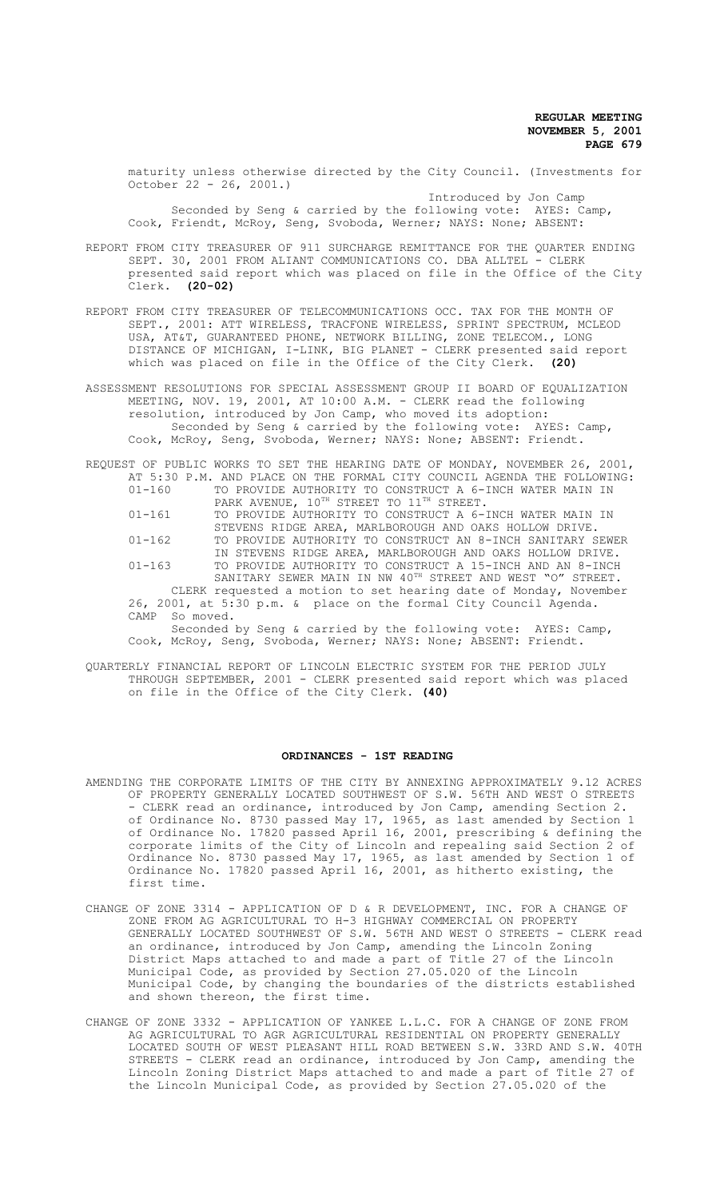maturity unless otherwise directed by the City Council. (Investments for October 22 - 26, 2001.)

Introduced by Jon Camp

Seconded by Seng & carried by the following vote: AYES: Camp, Cook, Friendt, McRoy, Seng, Svoboda, Werner; NAYS: None; ABSENT:

REPORT FROM CITY TREASURER OF 911 SURCHARGE REMITTANCE FOR THE QUARTER ENDING SEPT. 30, 2001 FROM ALIANT COMMUNICATIONS CO. DBA ALLTEL - CLERK presented said report which was placed on file in the Office of the City Clerk. **(20-02)**

REPORT FROM CITY TREASURER OF TELECOMMUNICATIONS OCC. TAX FOR THE MONTH OF SEPT., 2001: ATT WIRELESS, TRACFONE WIRELESS, SPRINT SPECTRUM, MCLEOD USA, AT&T, GUARANTEED PHONE, NETWORK BILLING, ZONE TELECOM., LONG DISTANCE OF MICHIGAN, I-LINK, BIG PLANET - CLERK presented said report which was placed on file in the Office of the City Clerk. **(20)**

ASSESSMENT RESOLUTIONS FOR SPECIAL ASSESSMENT GROUP II BOARD OF EQUALIZATION MEETING, NOV. 19, 2001, AT 10:00 A.M. - CLERK read the following resolution, introduced by Jon Camp, who moved its adoption:

Seconded by Seng & carried by the following vote: AYES: Camp, Cook, McRoy, Seng, Svoboda, Werner; NAYS: None; ABSENT: Friendt.

REQUEST OF PUBLIC WORKS TO SET THE HEARING DATE OF MONDAY, NOVEMBER 26, 2001, AT 5:30 P.M. AND PLACE ON THE FORMAL CITY COUNCIL AGENDA THE FOLLOWING:

01-160 TO PROVIDE AUTHORITY TO CONSTRUCT A 6-INCH WATER MAIN IN PARK AVENUE, 10TH STREET TO 11TH STREET.

01-161 TO PROVIDE AUTHORITY TO CONSTRUCT A 6-INCH WATER MAIN IN STEVENS RIDGE AREA, MARLBOROUGH AND OAKS HOLLOW DRIVE.

01-162 TO PROVIDE AUTHORITY TO CONSTRUCT AN 8-INCH SANITARY SEWER IN STEVENS RIDGE AREA, MARLBOROUGH AND OAKS HOLLOW DRIVE.

01-163 TO PROVIDE AUTHORITY TO CONSTRUCT A 15-INCH AND AN 8-INCH SANITARY SEWER MAIN IN NW 40TH STREET AND WEST "O" STREET.

CLERK requested a motion to set hearing date of Monday, November 26, 2001, at 5:30 p.m. & place on the formal City Council Agenda.

CAMP So moved.

Seconded by Seng & carried by the following vote: AYES: Camp, Cook, McRoy, Seng, Svoboda, Werner; NAYS: None; ABSENT: Friendt.

QUARTERLY FINANCIAL REPORT OF LINCOLN ELECTRIC SYSTEM FOR THE PERIOD JULY THROUGH SEPTEMBER, 2001 - CLERK presented said report which was placed on file in the Office of the City Clerk. **(40)**

## ORDINANCES - 1ST READING

AMENDING THE CORPORATE LIMITS OF THE CITY BY ANNEXING APPROXIMATELY 9.12 ACRES OF PROPERTY GENERALLY LOCATED SOUTHWEST OF S.W. 56TH AND WEST O STREETS - CLERK read an ordinance, introduced by Jon Camp, amending Section 2. of Ordinance No. 8730 passed May 17, 1965, as last amended by Section 1 of Ordinance No. 17820 passed April 16, 2001, prescribing & defining the corporate limits of the City of Lincoln and repealing said Section 2 of Ordinance No. 8730 passed May 17, 1965, as last amended by Section 1 of Ordinance No. 17820 passed April 16, 2001, as hitherto existing, the first time.

CHANGE OF ZONE 3314 - APPLICATION OF D & R DEVELOPMENT, INC. FOR A CHANGE OF ZONE FROM AG AGRICULTURAL TO H-3 HIGHWAY COMMERCIAL ON PROPERTY GENERALLY LOCATED SOUTHWEST OF S.W. 56TH AND WEST O STREETS - CLERK read an ordinance, introduced by Jon Camp, amending the Lincoln Zoning District Maps attached to and made a part of Title 27 of the Lincoln Municipal Code, as provided by Section 27.05.020 of the Lincoln Municipal Code, by changing the boundaries of the districts established and shown thereon, the first time.

CHANGE OF ZONE 3332 - APPLICATION OF YANKEE L.L.C. FOR A CHANGE OF ZONE FROM AG AGRICULTURAL TO AGR AGRICULTURAL RESIDENTIAL ON PROPERTY GENERALLY LOCATED SOUTH OF WEST PLEASANT HILL ROAD BETWEEN S.W. 33RD AND S.W. 40TH STREETS - CLERK read an ordinance, introduced by Jon Camp, amending the Lincoln Zoning District Maps attached to and made a part of Title 27 of the Lincoln Municipal Code, as provided by Section 27.05.020 of the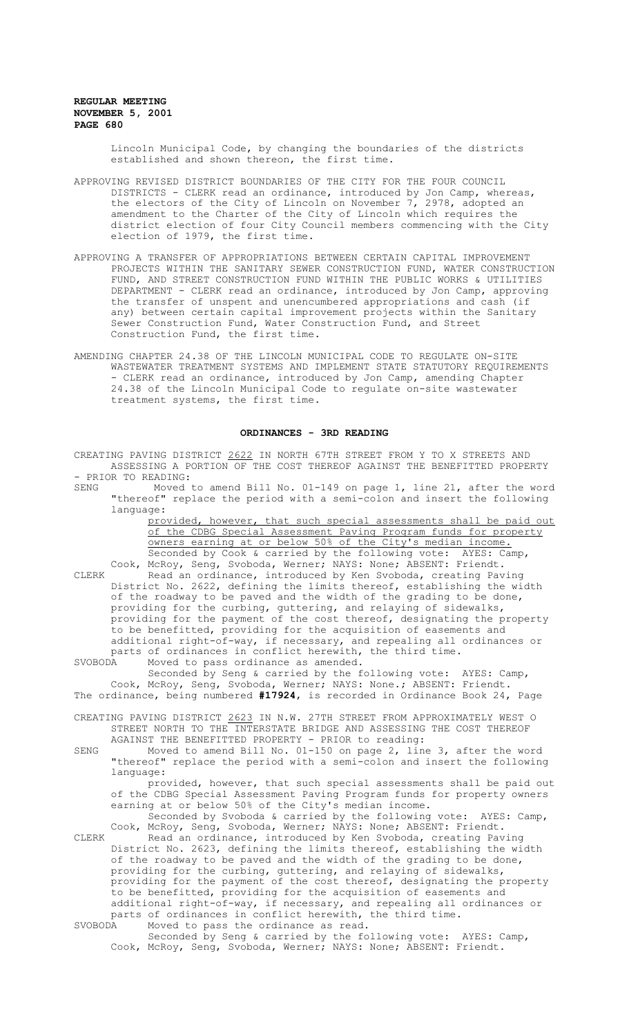Lincoln Municipal Code, by changing the boundaries of the districts established and shown thereon, the first time.

APPROVING REVISED DISTRICT BOUNDARIES OF THE CITY FOR THE FOUR COUNCIL DISTRICTS - CLERK read an ordinance, introduced by Jon Camp, whereas, the electors of the City of Lincoln on November 7, 2978, adopted an amendment to the Charter of the City of Lincoln which requires the district election of four City Council members commencing with the City election of 1979, the first time.

APPROVING A TRANSFER OF APPROPRIATIONS BETWEEN CERTAIN CAPITAL IMPROVEMENT PROJECTS WITHIN THE SANITARY SEWER CONSTRUCTION FUND, WATER CONSTRUCTION FUND, AND STREET CONSTRUCTION FUND WITHIN THE PUBLIC WORKS & UTILITIES DEPARTMENT - CLERK read an ordinance, introduced by Jon Camp, approving the transfer of unspent and unencumbered appropriations and cash (if any) between certain capital improvement projects within the Sanitary Sewer Construction Fund, Water Construction Fund, and Street Construction Fund, the first time.

AMENDING CHAPTER 24.38 OF THE LINCOLN MUNICIPAL CODE TO REGULATE ON-SITE WASTEWATER TREATMENT SYSTEMS AND IMPLEMENT STATE STATUTORY REQUIREMENTS - CLERK read an ordinance, introduced by Jon Camp, amending Chapter 24.38 of the Lincoln Municipal Code to regulate on-site wastewater treatment systems, the first time.

## ORDINANCES - 3RD READING

CREATING PAVING DISTRICT 2622 IN NORTH 67TH STREET FROM Y TO X STREETS AND ASSESSING A PORTION OF THE COST THEREOF AGAINST THE BENEFITTED PROPERTY - PRIOR TO READING:

SENG Moved to amend Bill No. 01-149 on page 1, line 21, after the word "thereof" replace the period with a semi-colon and insert the following language:

provided, however, that such special assessments shall be paid out of the CDBG Special Assessment Paving Program funds for property owners earning at or below 50% of the City's median income.

Seconded by Cook & carried by the following vote: AYES: Camp, Cook, McRoy, Seng, Svoboda, Werner; NAYS: None; ABSENT: Friendt.

CLERK Read an ordinance, introduced by Ken Svoboda, creating Paving District No. 2622, defining the limits thereof, establishing the width of the roadway to be paved and the width of the grading to be done, providing for the curbing, guttering, and relaying of sidewalks, providing for the payment of the cost thereof, designating the property to be benefitted, providing for the acquisition of easements and additional right-of-way, if necessary, and repealing all ordinances or parts of ordinances in conflict herewith, the third time.

SVOBODA Moved to pass ordinance as amended.

Seconded by Seng & carried by the following vote: AYES: Camp, Cook, McRoy, Seng, Svoboda, Werner; NAYS: None.; ABSENT: Friendt.

The ordinance, being numbered **#17924**, is recorded in Ordinance Book 24, Page

CREATING PAVING DISTRICT 2623 IN N.W. 27TH STREET FROM APPROXIMATELY WEST O STREET NORTH TO THE INTERSTATE BRIDGE AND ASSESSING THE COST THEREOF AGAINST THE BENEFITTED PROPERTY - PRIOR to reading:

SENG Moved to amend Bill No. 01-150 on page 2, line 3, after the word "thereof" replace the period with a semi-colon and insert the following language:

provided, however, that such special assessments shall be paid out of the CDBG Special Assessment Paving Program funds for property owners earning at or below 50% of the City's median income.

Seconded by Svoboda & carried by the following vote: AYES: Camp, Cook, McRoy, Seng, Svoboda, Werner; NAYS: None; ABSENT: Friendt.

CLERK Read an ordinance, introduced by Ken Svoboda, creating Paving District No. 2623, defining the limits thereof, establishing the width of the roadway to be paved and the width of the grading to be done, providing for the curbing, guttering, and relaying of sidewalks, providing for the payment of the cost thereof, designating the property to be benefitted, providing for the acquisition of easements and additional right-of-way, if necessary, and repealing all ordinances or parts of ordinances in conflict herewith, the third time.

SVOBODA Moved to pass the ordinance as read.

Seconded by Seng & carried by the following vote: AYES: Camp, Cook, McRoy, Seng, Svoboda, Werner; NAYS: None; ABSENT: Friendt.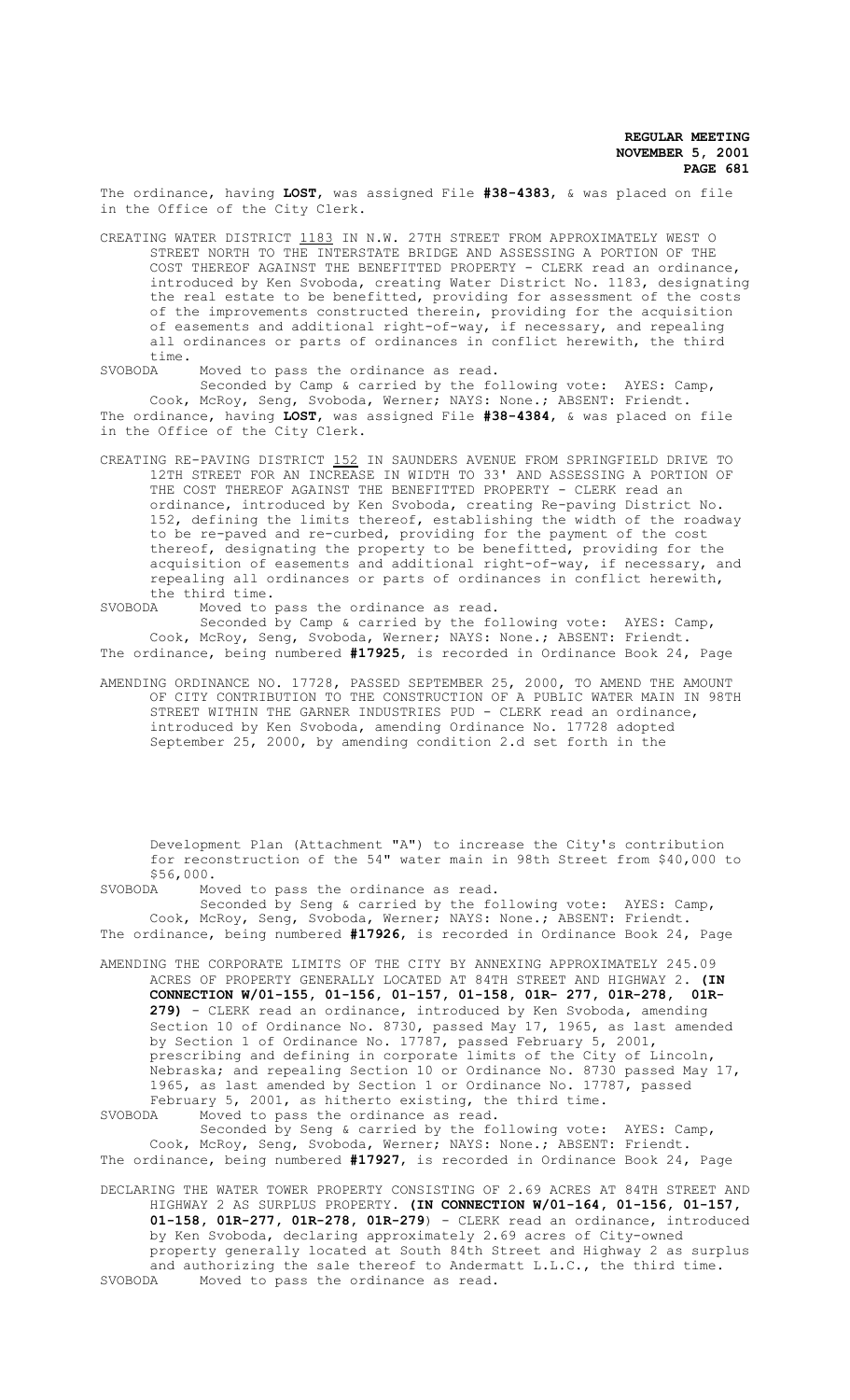The ordinance, having **LOST**, was assigned File **#38-4383**, & was placed on file in the Office of the City Clerk.

CREATING WATER DISTRICT 1183 IN N.W. 27TH STREET FROM APPROXIMATELY WEST O STREET NORTH TO THE INTERSTATE BRIDGE AND ASSESSING A PORTION OF THE COST THEREOF AGAINST THE BENEFITTED PROPERTY - CLERK read an ordinance, introduced by Ken Svoboda, creating Water District No. 1183, designating the real estate to be benefitted, providing for assessment of the costs of the improvements constructed therein, providing for the acquisition of easements and additional right-of-way, if necessary, and repealing all ordinances or parts of ordinances in conflict herewith, the third time.

SVOBODA Moved to pass the ordinance as read.

Seconded by Camp & carried by the following vote: AYES: Camp, Cook, McRoy, Seng, Svoboda, Werner; NAYS: None.; ABSENT: Friendt.

The ordinance, having **LOST**, was assigned File **#38-4384**, & was placed on file in the Office of the City Clerk.

CREATING RE-PAVING DISTRICT 152 IN SAUNDERS AVENUE FROM SPRINGFIELD DRIVE TO 12TH STREET FOR AN INCREASE IN WIDTH TO 33' AND ASSESSING A PORTION OF THE COST THEREOF AGAINST THE BENEFITTED PROPERTY - CLERK read an ordinance, introduced by Ken Svoboda, creating Re-paving District No. 152, defining the limits thereof, establishing the width of the roadway to be re-paved and re-curbed, providing for the payment of the cost thereof, designating the property to be benefitted, providing for the acquisition of easements and additional right-of-way, if necessary, and repealing all ordinances or parts of ordinances in conflict herewith, the third time.

SVOBODA Moved to pass the ordinance as read.

Seconded by Camp & carried by the following vote: AYES: Camp, Cook, McRoy, Seng, Svoboda, Werner; NAYS: None.; ABSENT: Friendt.

The ordinance, being numbered **#17925**, is recorded in Ordinance Book 24, Page

AMENDING ORDINANCE NO. 17728, PASSED SEPTEMBER 25, 2000, TO AMEND THE AMOUNT OF CITY CONTRIBUTION TO THE CONSTRUCTION OF A PUBLIC WATER MAIN IN 98TH STREET WITHIN THE GARNER INDUSTRIES PUD - CLERK read an ordinance, introduced by Ken Svoboda, amending Ordinance No. 17728 adopted September 25, 2000, by amending condition 2.d set forth in the Development Plan (Attachment "A") to increase the City's contribution for reconstruction of the 54" water main in 98th Street from $40,000 to $56,000.

SVOBODA Moved to pass the ordinance as read.

Seconded by Seng & carried by the following vote: AYES: Camp, Cook, McRoy, Seng, Svoboda, Werner; NAYS: None.; ABSENT: Friendt.

The ordinance, being numbered **#17926**, is recorded in Ordinance Book 24, Page

AMENDING THE CORPORATE LIMITS OF THE CITY BY ANNEXING APPROXIMATELY 245.09 ACRES OF PROPERTY GENERALLY LOCATED AT 84TH STREET AND HIGHWAY 2. **(IN CONNECTION W/01-155, 01-156, 01-157, 01-158, 01R- 277, 01R-278, 01R-279)** - CLERK read an ordinance, introduced by Ken Svoboda, amending Section 10 of Ordinance No. 8730, passed May 17, 1965, as last amended by Section 1 of Ordinance No. 17787, passed February 5, 2001, prescribing and defining in corporate limits of the City of Lincoln, Nebraska; and repealing Section 10 or Ordinance No. 8730 passed May 17, 1965, as last amended by Section 1 or Ordinance No. 17787, passed February 5, 2001, as hitherto existing, the third time.

SVOBODA Moved to pass the ordinance as read.

Seconded by Seng & carried by the following vote: AYES: Camp, Cook, McRoy, Seng, Svoboda, Werner; NAYS: None.; ABSENT: Friendt.

The ordinance, being numbered **#17927**, is recorded in Ordinance Book 24, Page

DECLARING THE WATER TOWER PROPERTY CONSISTING OF 2.69 ACRES AT 84TH STREET AND HIGHWAY 2 AS SURPLUS PROPERTY. **(IN CONNECTION W/01-164, 01-156, 01-157, 01-158, 01R-277, 01R-278, 01R-279)** - CLERK read an ordinance, introduced by Ken Svoboda, declaring approximately 2.69 acres of City-owned property generally located at South 84th Street and Highway 2 as surplus and authorizing the sale thereof to Andermatt L.L.C., the third time.

SVOBODA Moved to pass the ordinance as read.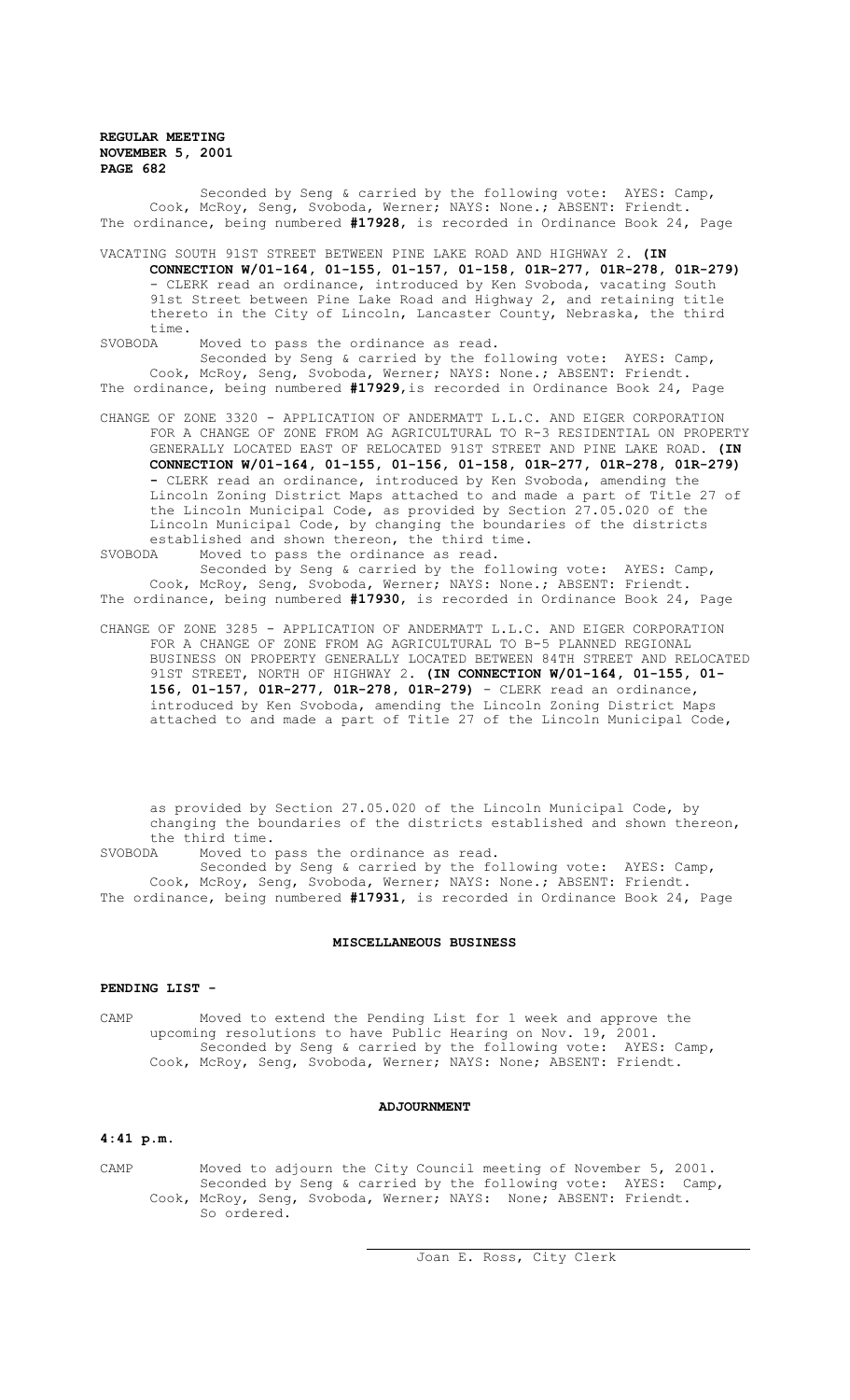Seconded by Seng & carried by the following vote: AYES: Camp, Cook, McRoy, Seng, Svoboda, Werner; NAYS: None.; ABSENT: Friendt. The ordinance, being numbered **#17928**, is recorded in Ordinance Book 24, Page

VACATING SOUTH 91ST STREET BETWEEN PINE LAKE ROAD AND HIGHWAY 2. **(IN CONNECTION W/01-164, 01-155, 01-157, 01-158, 01R-277, 01R-278, 01R-279)** - CLERK read an ordinance, introduced by Ken Svoboda, vacating South 91st Street between Pine Lake Road and Highway 2, and retaining title thereto in the City of Lincoln, Lancaster County, Nebraska, the third time.

SVOBODA Moved to pass the ordinance as read.

Seconded by Seng & carried by the following vote: AYES: Camp, Cook, McRoy, Seng, Svoboda, Werner; NAYS: None.; ABSENT: Friendt. The ordinance, being numbered **#17929**,is recorded in Ordinance Book 24, Page

CHANGE OF ZONE 3320 - APPLICATION OF ANDERMATT L.L.C. AND EIGER CORPORATION FOR A CHANGE OF ZONE FROM AG AGRICULTURAL TO R-3 RESIDENTIAL ON PROPERTY GENERALLY LOCATED EAST OF RELOCATED 91ST STREET AND PINE LAKE ROAD. **(IN CONNECTION W/01-164, 01-155, 01-156, 01-158, 01R-277, 01R-278, 01R-279)** - CLERK read an ordinance, introduced by Ken Svoboda, amending the Lincoln Zoning District Maps attached to and made a part of Title 27 of the Lincoln Municipal Code, as provided by Section 27.05.020 of the Lincoln Municipal Code, by changing the boundaries of the districts established and shown thereon, the third time.

SVOBODA Moved to pass the ordinance as read.

Seconded by Seng & carried by the following vote: AYES: Camp, Cook, McRoy, Seng, Svoboda, Werner; NAYS: None.; ABSENT: Friendt. The ordinance, being numbered **#17930**, is recorded in Ordinance Book 24, Page

CHANGE OF ZONE 3285 - APPLICATION OF ANDERMATT L.L.C. AND EIGER CORPORATION FOR A CHANGE OF ZONE FROM AG AGRICULTURAL TO B-5 PLANNED REGIONAL BUSINESS ON PROPERTY GENERALLY LOCATED BETWEEN 84TH STREET AND RELOCATED 91ST STREET, NORTH OF HIGHWAY 2. **(IN CONNECTION W/01-164, 01-155, 01-156, 01-157, 01R-277, 01R-278, 01R-279)** - CLERK read an ordinance, introduced by Ken Svoboda, amending the Lincoln Zoning District Maps attached to and made a part of Title 27 of the Lincoln Municipal Code, as provided by Section 27.05.020 of the Lincoln Municipal Code, by changing the boundaries of the districts established and shown thereon, the third time.

SVOBODA Moved to pass the ordinance as read.

Seconded by Seng & carried by the following vote: AYES: Camp, Cook, McRoy, Seng, Svoboda, Werner; NAYS: None.; ABSENT: Friendt. The ordinance, being numbered **#17931**, is recorded in Ordinance Book 24, Page

## MISCELLANEOUS BUSINESS

**PENDING LIST -**

CAMP Moved to extend the Pending List for 1 week and approve the upcoming resolutions to have Public Hearing on Nov. 19, 2001.

Seconded by Seng & carried by the following vote: AYES: Camp, Cook, McRoy, Seng, Svoboda, Werner; NAYS: None; ABSENT: Friendt.

## ADJOURNMENT

**4:41 p.m.**

CAMP Moved to adjourn the City Council meeting of November 5, 2001.

Seconded by Seng & carried by the following vote: AYES: Camp, Cook, McRoy, Seng, Svoboda, Werner; NAYS: None; ABSENT: Friendt.

So ordered.

Joan E. Ross, City Clerk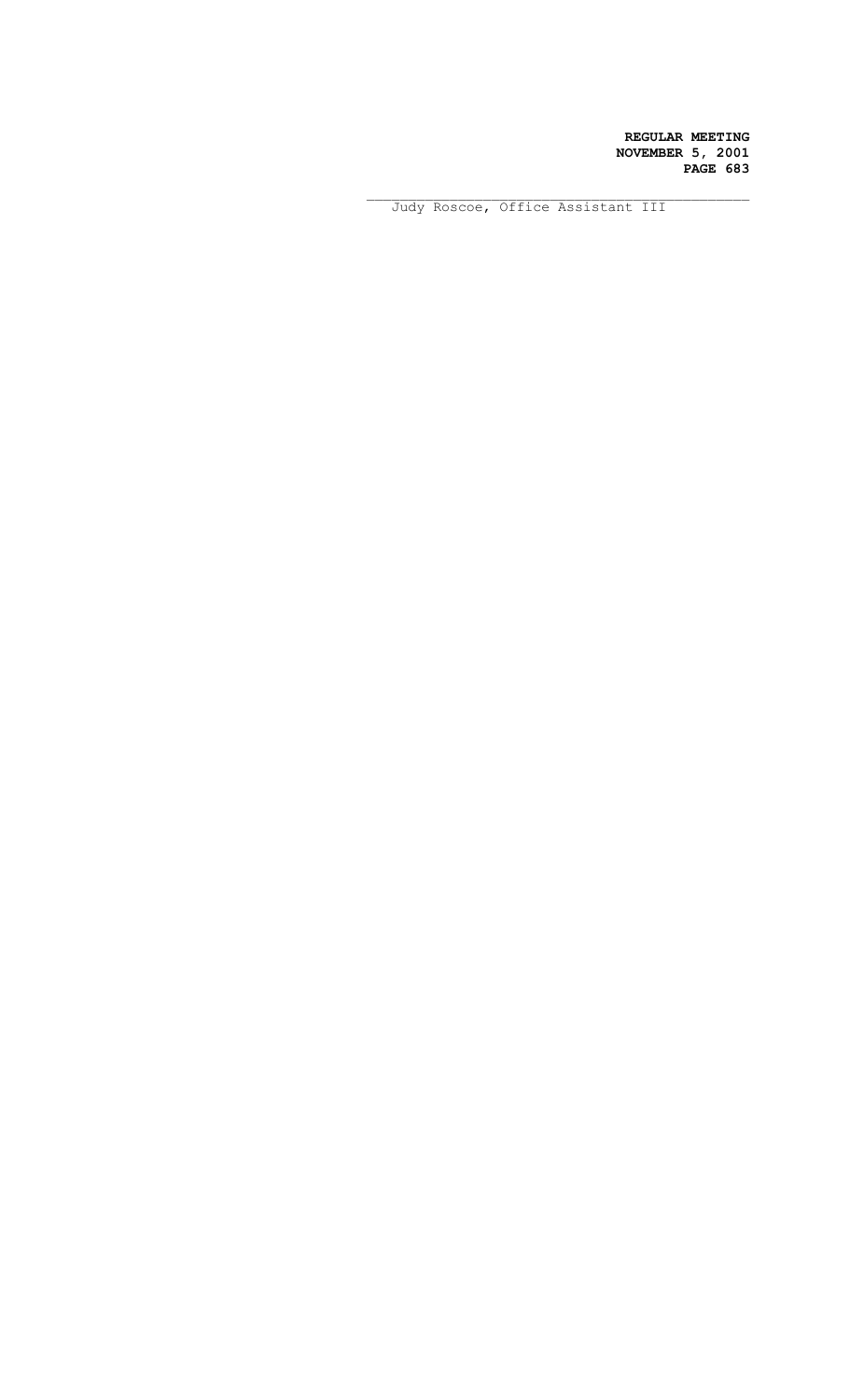\_\_\_\_\_\_\_\_\_\_\_\_\_\_\_\_\_\_\_\_\_\_\_\_\_\_\_\_\_\_\_\_\_\_\_\_\_\_\_\_\_\_\_\_\_\_\_\_\_\_\_

Judy Roscoe, Office Assistant III